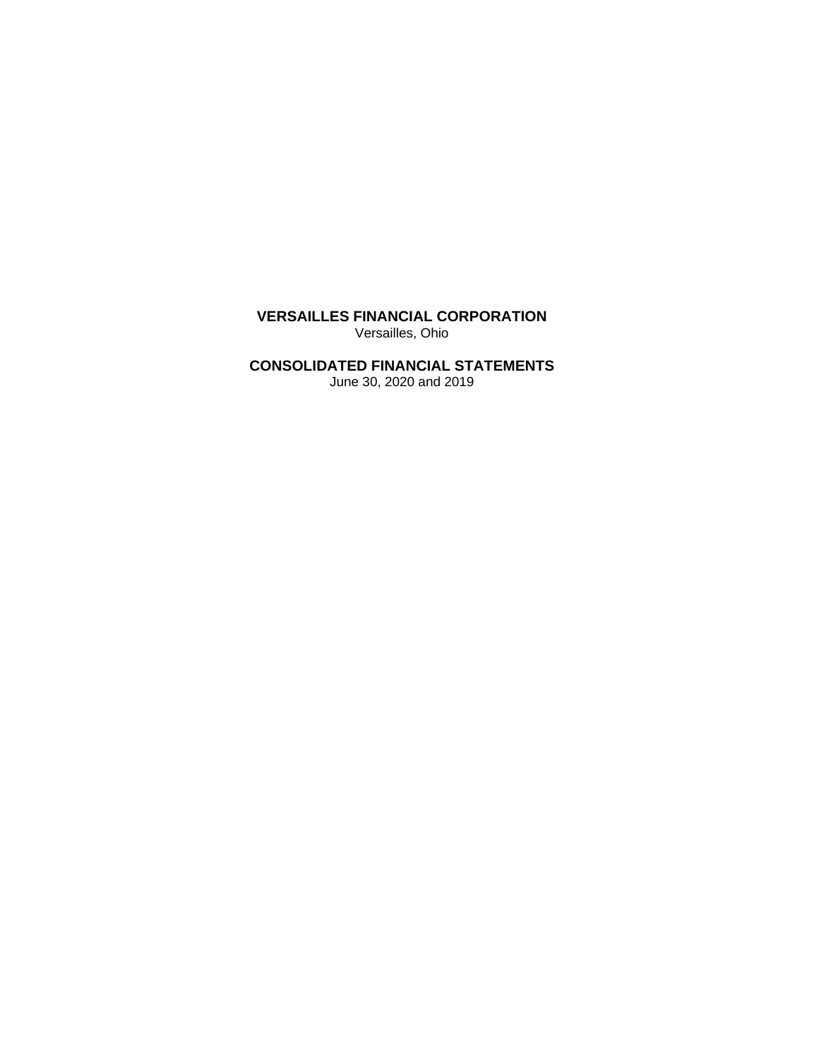**VERSAILLES FINANCIAL CORPORATION**
Versailles, Ohio

**CONSOLIDATED FINANCIAL STATEMENTS**
June 30, 2020 and 2019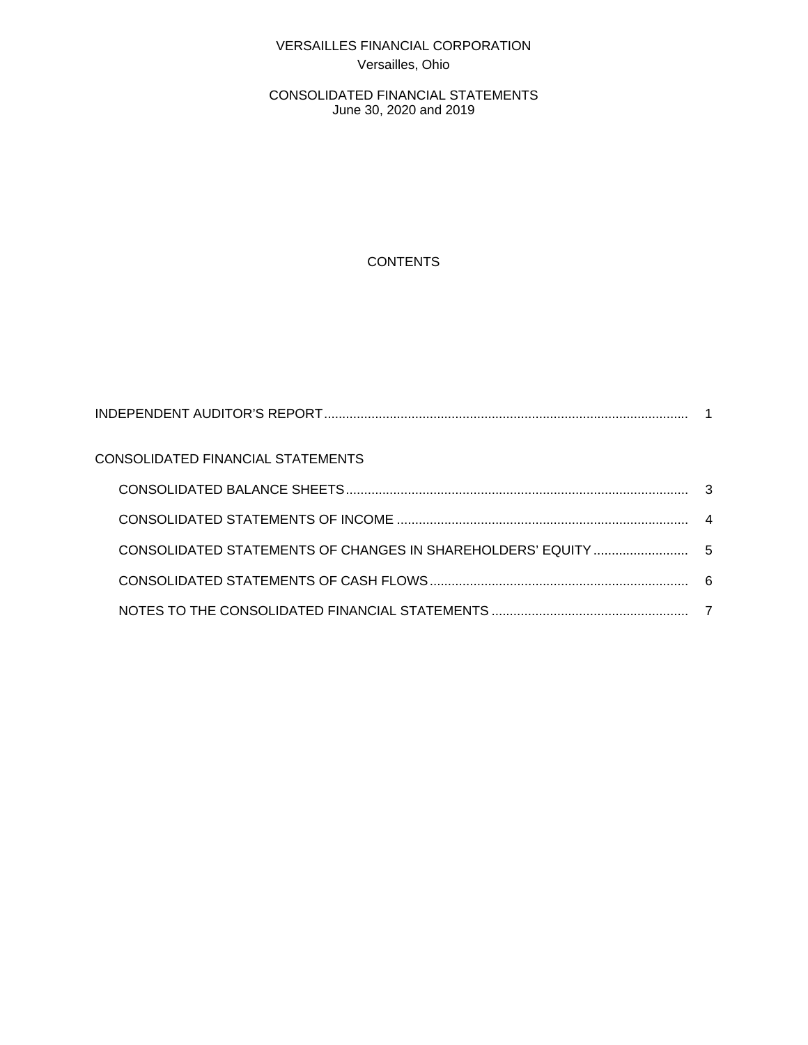VERSAILLES FINANCIAL CORPORATION

Versailles, Ohio

CONSOLIDATED FINANCIAL STATEMENTS

June 30, 2020 and 2019

CONTENTS

| | |
|---|---|
| INDEPENDENT AUDITOR'S REPORT | 1 |
| CONSOLIDATED FINANCIAL STATEMENTS | |
| CONSOLIDATED BALANCE SHEETS | 3 |
| CONSOLIDATED STATEMENTS OF INCOME | 4 |
| CONSOLIDATED STATEMENTS OF CHANGES IN SHAREHOLDERS' EQUITY | 5 |
| CONSOLIDATED STATEMENTS OF CASH FLOWS | 6 |
| NOTES TO THE CONSOLIDATED FINANCIAL STATEMENTS | 7 |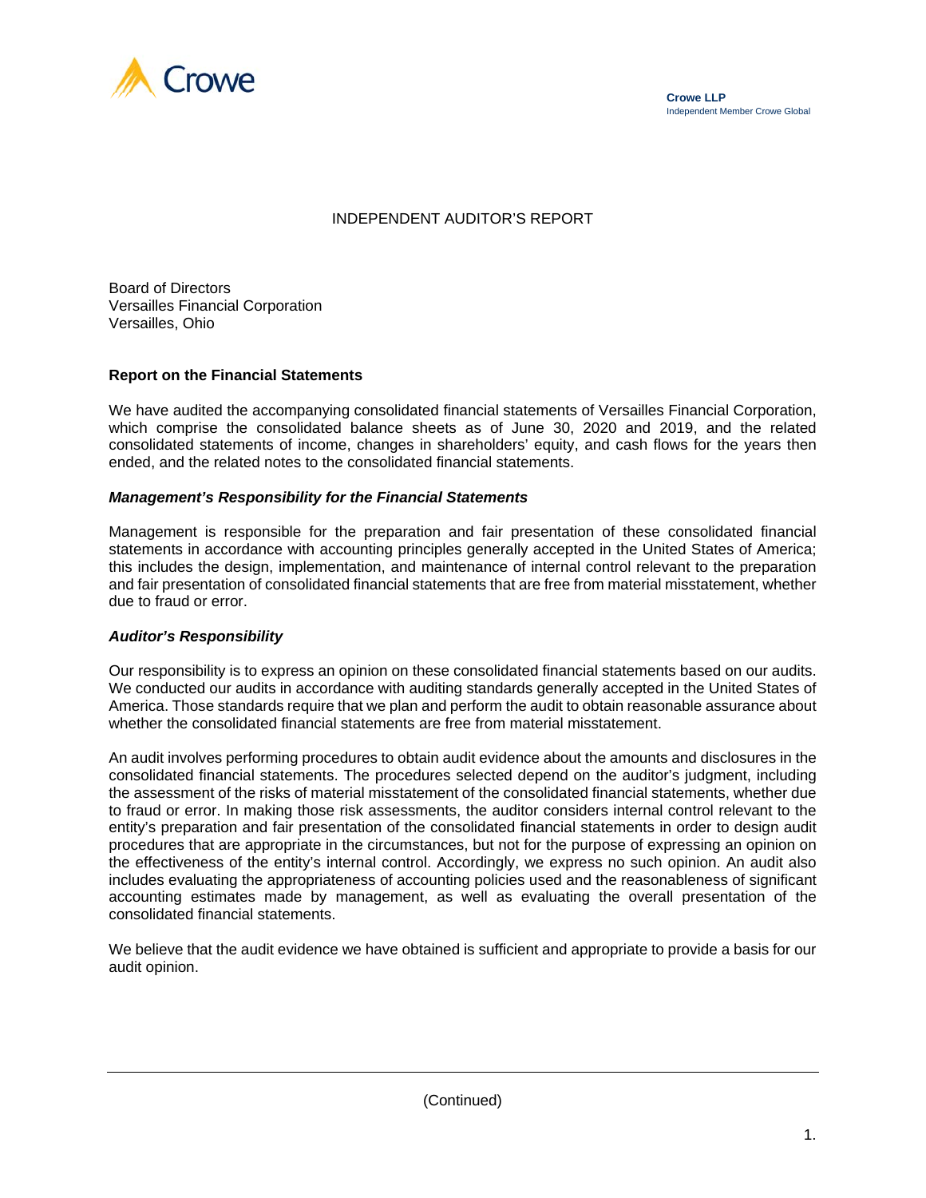Crowe LLP
Independent Member Crowe Global

# INDEPENDENT AUDITOR'S REPORT

Board of Directors
Versailles Financial Corporation
Versailles, Ohio

## Report on the Financial Statements

We have audited the accompanying consolidated financial statements of Versailles Financial Corporation, which comprise the consolidated balance sheets as of June 30, 2020 and 2019, and the related consolidated statements of income, changes in shareholders' equity, and cash flows for the years then ended, and the related notes to the consolidated financial statements.

### *Management's Responsibility for the Financial Statements*

Management is responsible for the preparation and fair presentation of these consolidated financial statements in accordance with accounting principles generally accepted in the United States of America; this includes the design, implementation, and maintenance of internal control relevant to the preparation and fair presentation of consolidated financial statements that are free from material misstatement, whether due to fraud or error.

### *Auditor's Responsibility*

Our responsibility is to express an opinion on these consolidated financial statements based on our audits. We conducted our audits in accordance with auditing standards generally accepted in the United States of America. Those standards require that we plan and perform the audit to obtain reasonable assurance about whether the consolidated financial statements are free from material misstatement.

An audit involves performing procedures to obtain audit evidence about the amounts and disclosures in the consolidated financial statements. The procedures selected depend on the auditor's judgment, including the assessment of the risks of material misstatement of the consolidated financial statements, whether due to fraud or error. In making those risk assessments, the auditor considers internal control relevant to the entity's preparation and fair presentation of the consolidated financial statements in order to design audit procedures that are appropriate in the circumstances, but not for the purpose of expressing an opinion on the effectiveness of the entity's internal control. Accordingly, we express no such opinion. An audit also includes evaluating the appropriateness of accounting policies used and the reasonableness of significant accounting estimates made by management, as well as evaluating the overall presentation of the consolidated financial statements.

We believe that the audit evidence we have obtained is sufficient and appropriate to provide a basis for our audit opinion.

(Continued)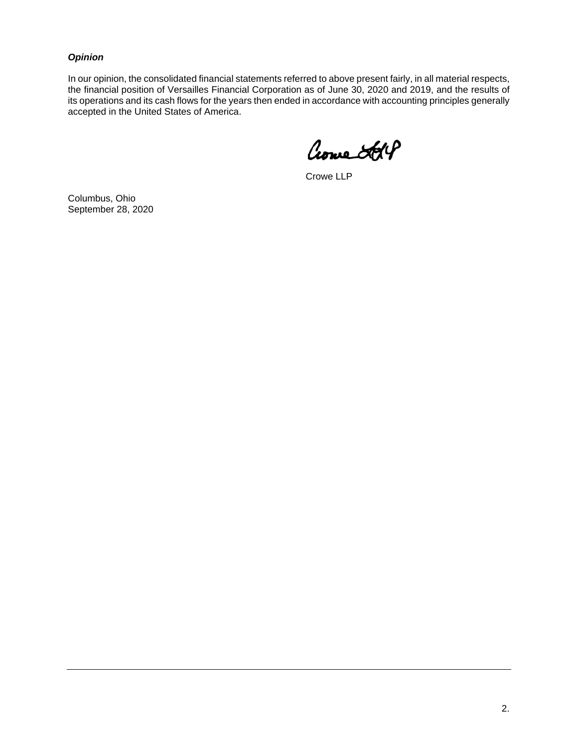***Opinion***

In our opinion, the consolidated financial statements referred to above present fairly, in all material respects, the financial position of Versailles Financial Corporation as of June 30, 2020 and 2019, and the results of its operations and its cash flows for the years then ended in accordance with accounting principles generally accepted in the United States of America.

Crowe LLP

Columbus, Ohio
September 28, 2020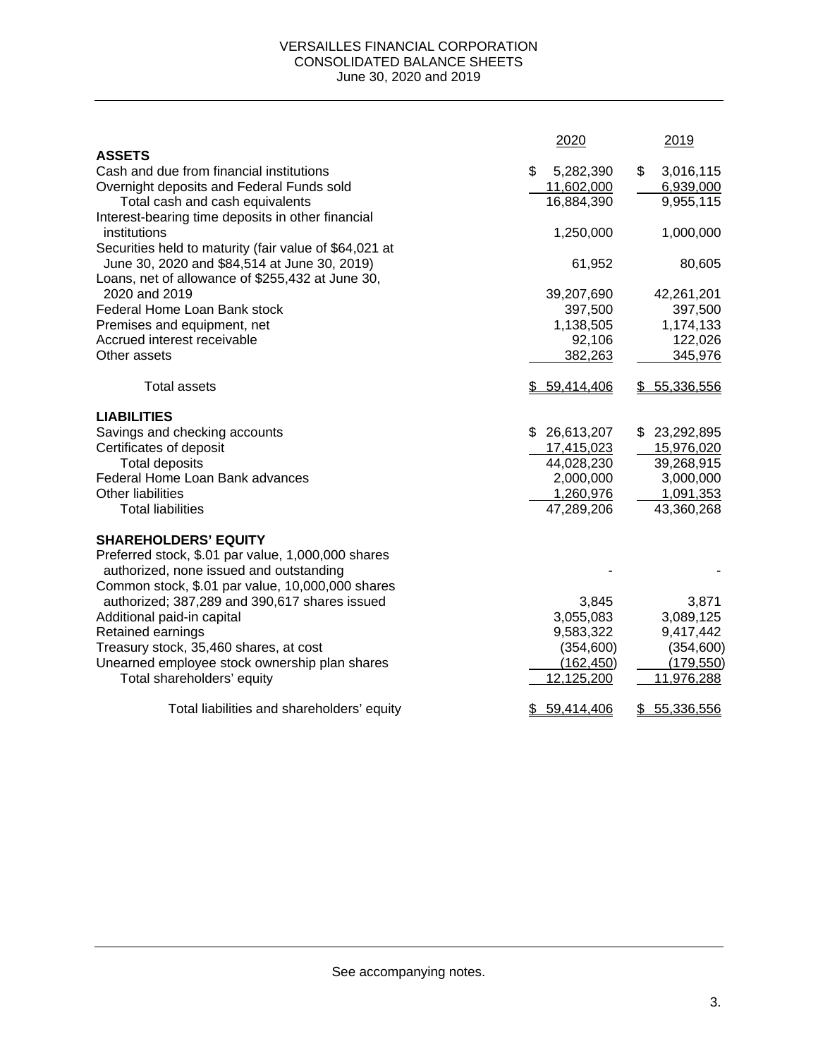# VERSAILLES FINANCIAL CORPORATION
## CONSOLIDATED BALANCE SHEETS
### June 30, 2020 and 2019

| | 2020 | 2019 |
|---|---|---|
| **ASSETS** | | |
| Cash and due from financial institutions | $ 5,282,390 | $ 3,016,115 |
| Overnight deposits and Federal Funds sold | 11,602,000 | 6,939,000 |
| Total cash and cash equivalents | 16,884,390 | 9,955,115 |
| Interest-bearing time deposits in other financial institutions | 1,250,000 | 1,000,000 |
| Securities held to maturity (fair value of $64,021 at June 30, 2020 and $84,514 at June 30, 2019) | 61,952 | 80,605 |
| Loans, net of allowance of $255,432 at June 30, 2020 and 2019 | 39,207,690 | 42,261,201 |
| Federal Home Loan Bank stock | 397,500 | 397,500 |
| Premises and equipment, net | 1,138,505 | 1,174,133 |
| Accrued interest receivable | 92,106 | 122,026 |
| Other assets | 382,263 | 345,976 |
| Total assets | $ 59,414,406 | $ 55,336,556 |
| **LIABILITIES** | | |
| Savings and checking accounts | $ 26,613,207 | $ 23,292,895 |
| Certificates of deposit | 17,415,023 | 15,976,020 |
| Total deposits | 44,028,230 | 39,268,915 |
| Federal Home Loan Bank advances | 2,000,000 | 3,000,000 |
| Other liabilities | 1,260,976 | 1,091,353 |
| Total liabilities | 47,289,206 | 43,360,268 |
| **SHAREHOLDERS' EQUITY** | | |
| Preferred stock, $.01 par value, 1,000,000 shares authorized, none issued and outstanding | - | - |
| Common stock, $.01 par value, 10,000,000 shares authorized; 387,289 and 390,617 shares issued | 3,845 | 3,871 |
| Additional paid-in capital | 3,055,083 | 3,089,125 |
| Retained earnings | 9,583,322 | 9,417,442 |
| Treasury stock, 35,460 shares, at cost | (354,600) | (354,600) |
| Unearned employee stock ownership plan shares | (162,450) | (179,550) |
| Total shareholders' equity | 12,125,200 | 11,976,288 |
| Total liabilities and shareholders' equity | $ 59,414,406 | $ 55,336,556 |

See accompanying notes.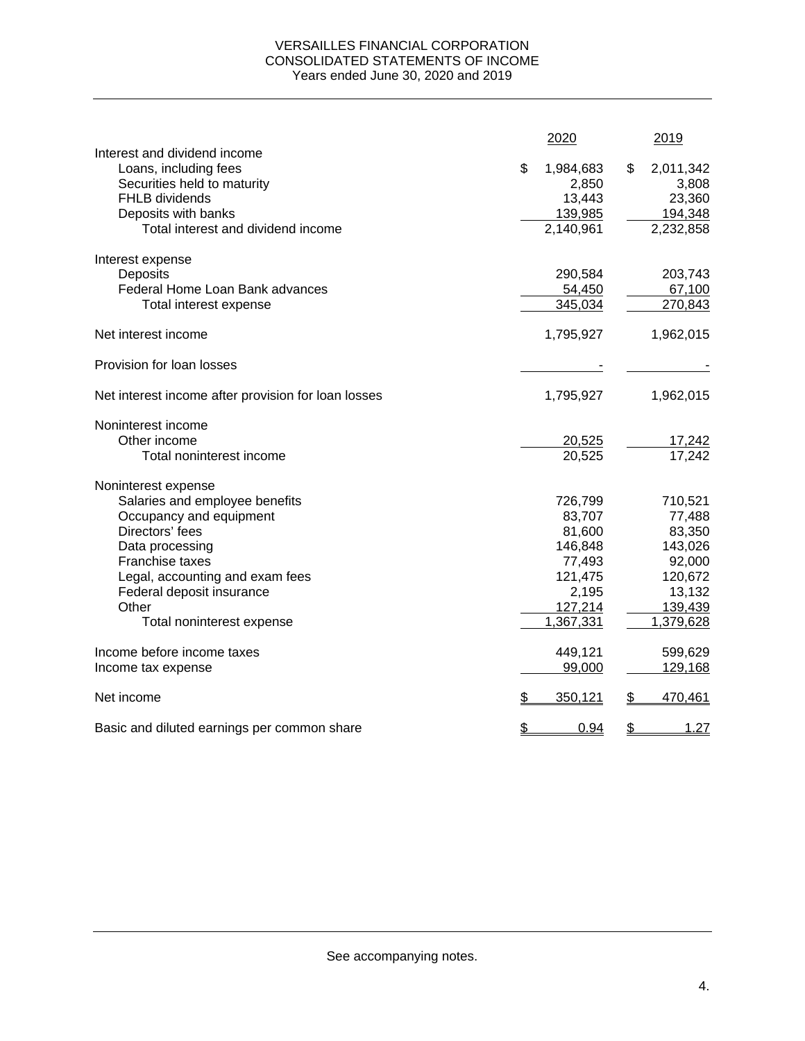# VERSAILLES FINANCIAL CORPORATION
## CONSOLIDATED STATEMENTS OF INCOME
### Years ended June 30, 2020 and 2019

| | 2020 | 2019 |
|---|---|---|
| Interest and dividend income | | |
| Loans, including fees | $ 1,984,683 | $ 2,011,342 |
| Securities held to maturity | 2,850 | 3,808 |
| FHLB dividends | 13,443 | 23,360 |
| Deposits with banks | 139,985 | 194,348 |
| Total interest and dividend income | 2,140,961 | 2,232,858 |
| | | |
| Interest expense | | |
| Deposits | 290,584 | 203,743 |
| Federal Home Loan Bank advances | 54,450 | 67,100 |
| Total interest expense | 345,034 | 270,843 |
| | | |
| Net interest income | 1,795,927 | 1,962,015 |
| | | |
| Provision for loan losses | - | - |
| | | |
| Net interest income after provision for loan losses | 1,795,927 | 1,962,015 |
| | | |
| Noninterest income | | |
| Other income | 20,525 | 17,242 |
| Total noninterest income | 20,525 | 17,242 |
| | | |
| Noninterest expense | | |
| Salaries and employee benefits | 726,799 | 710,521 |
| Occupancy and equipment | 83,707 | 77,488 |
| Directors' fees | 81,600 | 83,350 |
| Data processing | 146,848 | 143,026 |
| Franchise taxes | 77,493 | 92,000 |
| Legal, accounting and exam fees | 121,475 | 120,672 |
| Federal deposit insurance | 2,195 | 13,132 |
| Other | 127,214 | 139,439 |
| Total noninterest expense | 1,367,331 | 1,379,628 |
| | | |
| Income before income taxes | 449,121 | 599,629 |
| Income tax expense | 99,000 | 129,168 |
| | | |
| Net income | $ 350,121 | $ 470,461 |
| | | |
| Basic and diluted earnings per common share | $ 0.94 | $ 1.27 |

See accompanying notes.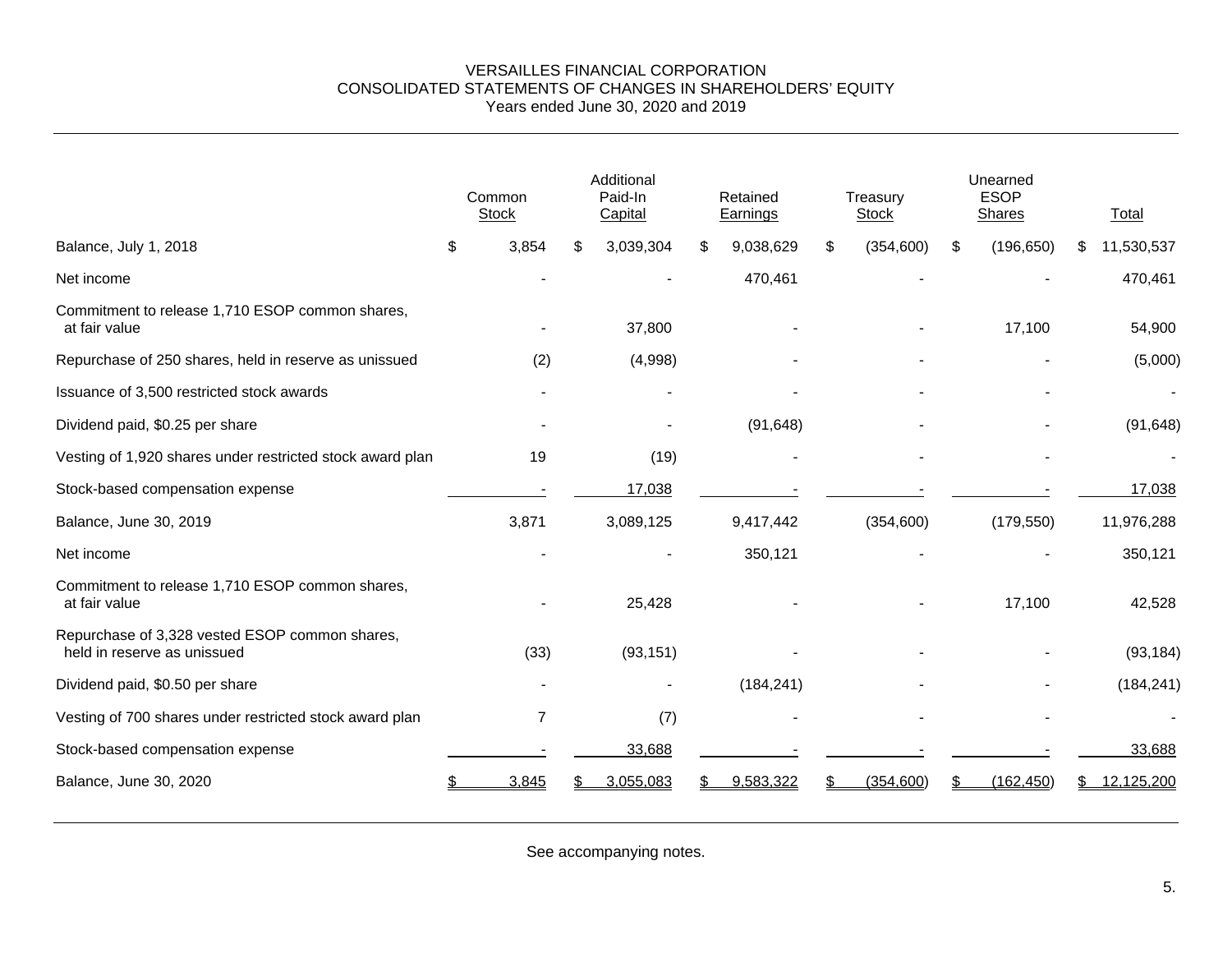# VERSAILLES FINANCIAL CORPORATION
## CONSOLIDATED STATEMENTS OF CHANGES IN SHAREHOLDERS' EQUITY
### Years ended June 30, 2020 and 2019

| | Common Stock | Additional Paid-In Capital | Retained Earnings | Treasury Stock | Unearned ESOP Shares | Total |
|---|---|---|---|---|---|---|
| Balance, July 1, 2018 | $ 3,854 | $ 3,039,304 | $ 9,038,629 | $ (354,600) | $ (196,650) | $ 11,530,537 |
| Net income | - | - | 470,461 | - | - | 470,461 |
| Commitment to release 1,710 ESOP common shares, at fair value | - | 37,800 | - | - | 17,100 | 54,900 |
| Repurchase of 250 shares, held in reserve as unissued | (2) | (4,998) | - | - | - | (5,000) |
| Issuance of 3,500 restricted stock awards | - | - | - | - | - | - |
| Dividend paid, $0.25 per share | - | - | (91,648) | - | - | (91,648) |
| Vesting of 1,920 shares under restricted stock award plan | 19 | (19) | - | - | - | - |
| Stock-based compensation expense | - | 17,038 | - | - | - | 17,038 |
| Balance, June 30, 2019 | 3,871 | 3,089,125 | 9,417,442 | (354,600) | (179,550) | 11,976,288 |
| Net income | - | - | 350,121 | - | - | 350,121 |
| Commitment to release 1,710 ESOP common shares, at fair value | - | 25,428 | - | - | 17,100 | 42,528 |
| Repurchase of 3,328 vested ESOP common shares, held in reserve as unissued | (33) | (93,151) | - | - | - | (93,184) |
| Dividend paid, $0.50 per share | - | - | (184,241) | - | - | (184,241) |
| Vesting of 700 shares under restricted stock award plan | 7 | (7) | - | - | - | - |
| Stock-based compensation expense | - | 33,688 | - | - | - | 33,688 |
| Balance, June 30, 2020 | $ 3,845 | $ 3,055,083 | $ 9,583,322 | $ (354,600) | $ (162,450) | $ 12,125,200 |

See accompanying notes.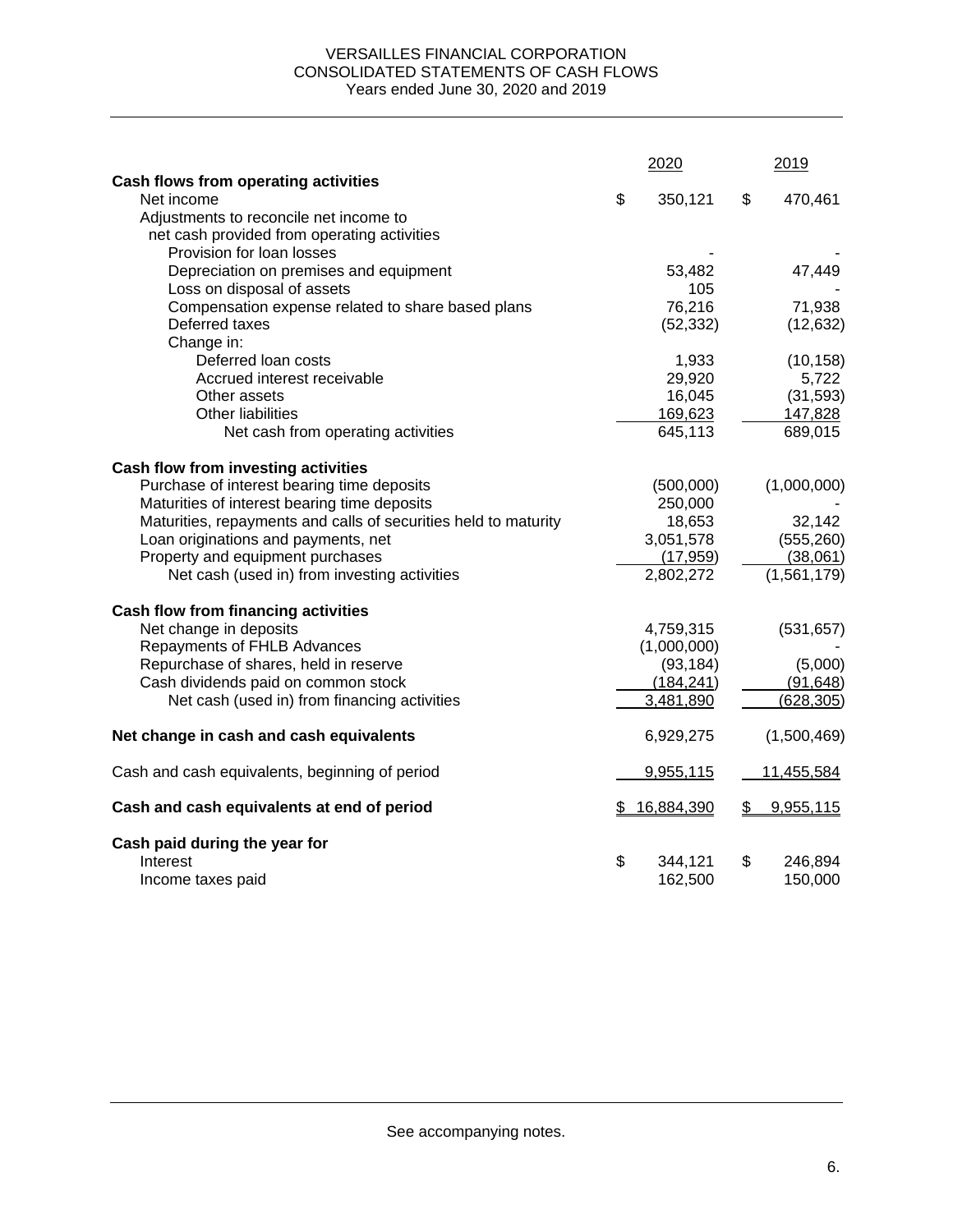VERSAILLES FINANCIAL CORPORATION
CONSOLIDATED STATEMENTS OF CASH FLOWS
Years ended June 30, 2020 and 2019

| | 2020 | 2019 |
|---|---|---|
| **Cash flows from operating activities** | | |
| Net income | $ 350,121 | $ 470,461 |
| Adjustments to reconcile net income to net cash provided from operating activities | | |
| Provision for loan losses | - | - |
| Depreciation on premises and equipment | 53,482 | 47,449 |
| Loss on disposal of assets | 105 | - |
| Compensation expense related to share based plans | 76,216 | 71,938 |
| Deferred taxes | (52,332) | (12,632) |
| Change in: | | |
| Deferred loan costs | 1,933 | (10,158) |
| Accrued interest receivable | 29,920 | 5,722 |
| Other assets | 16,045 | (31,593) |
| Other liabilities | 169,623 | 147,828 |
| Net cash from operating activities | 645,113 | 689,015 |
| **Cash flow from investing activities** | | |
| Purchase of interest bearing time deposits | (500,000) | (1,000,000) |
| Maturities of interest bearing time deposits | 250,000 | - |
| Maturities, repayments and calls of securities held to maturity | 18,653 | 32,142 |
| Loan originations and payments, net | 3,051,578 | (555,260) |
| Property and equipment purchases | (17,959) | (38,061) |
| Net cash (used in) from investing activities | 2,802,272 | (1,561,179) |
| **Cash flow from financing activities** | | |
| Net change in deposits | 4,759,315 | (531,657) |
| Repayments of FHLB Advances | (1,000,000) | - |
| Repurchase of shares, held in reserve | (93,184) | (5,000) |
| Cash dividends paid on common stock | (184,241) | (91,648) |
| Net cash (used in) from financing activities | 3,481,890 | (628,305) |
| **Net change in cash and cash equivalents** | 6,929,275 | (1,500,469) |
| Cash and cash equivalents, beginning of period | 9,955,115 | 11,455,584 |
| **Cash and cash equivalents at end of period** | $ 16,884,390 | $ 9,955,115 |
| **Cash paid during the year for** | | |
| Interest | $ 344,121 | $ 246,894 |
| Income taxes paid | 162,500 | 150,000 |

See accompanying notes.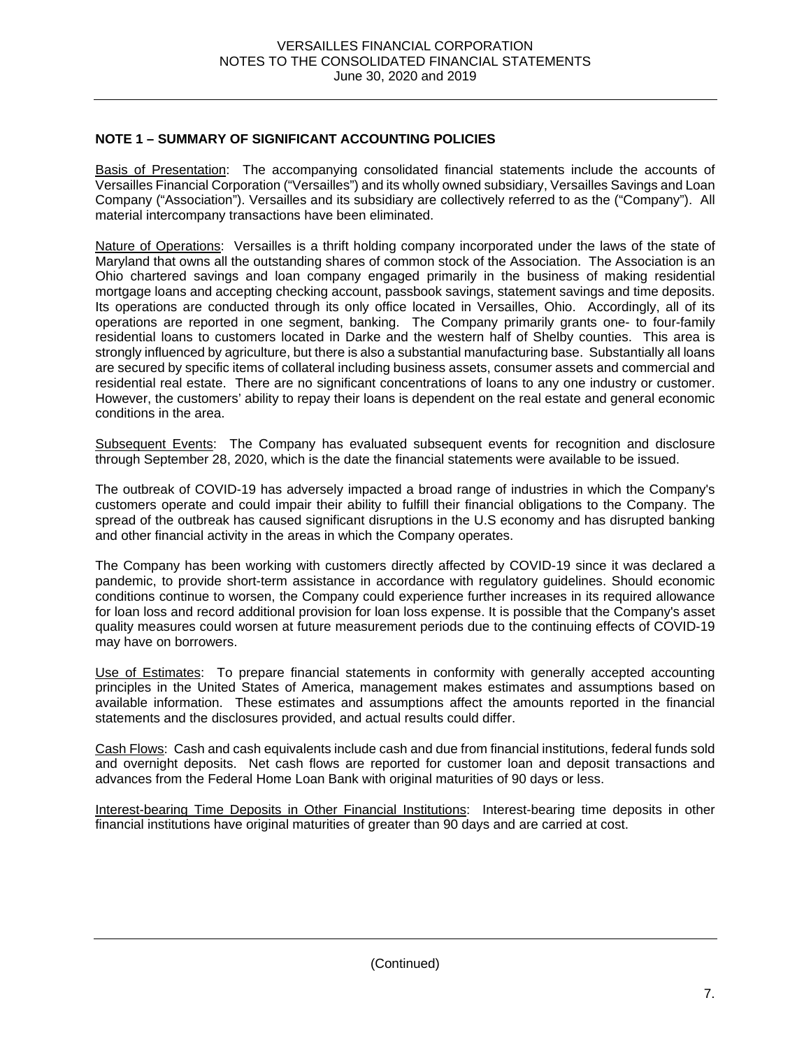## NOTE 1 – SUMMARY OF SIGNIFICANT ACCOUNTING POLICIES

Basis of Presentation: The accompanying consolidated financial statements include the accounts of Versailles Financial Corporation ("Versailles") and its wholly owned subsidiary, Versailles Savings and Loan Company ("Association"). Versailles and its subsidiary are collectively referred to as the ("Company"). All material intercompany transactions have been eliminated.

Nature of Operations: Versailles is a thrift holding company incorporated under the laws of the state of Maryland that owns all the outstanding shares of common stock of the Association. The Association is an Ohio chartered savings and loan company engaged primarily in the business of making residential mortgage loans and accepting checking account, passbook savings, statement savings and time deposits. Its operations are conducted through its only office located in Versailles, Ohio. Accordingly, all of its operations are reported in one segment, banking. The Company primarily grants one- to four-family residential loans to customers located in Darke and the western half of Shelby counties. This area is strongly influenced by agriculture, but there is also a substantial manufacturing base. Substantially all loans are secured by specific items of collateral including business assets, consumer assets and commercial and residential real estate. There are no significant concentrations of loans to any one industry or customer. However, the customers' ability to repay their loans is dependent on the real estate and general economic conditions in the area.

Subsequent Events: The Company has evaluated subsequent events for recognition and disclosure through September 28, 2020, which is the date the financial statements were available to be issued.

The outbreak of COVID-19 has adversely impacted a broad range of industries in which the Company's customers operate and could impair their ability to fulfill their financial obligations to the Company. The spread of the outbreak has caused significant disruptions in the U.S economy and has disrupted banking and other financial activity in the areas in which the Company operates.

The Company has been working with customers directly affected by COVID-19 since it was declared a pandemic, to provide short-term assistance in accordance with regulatory guidelines. Should economic conditions continue to worsen, the Company could experience further increases in its required allowance for loan loss and record additional provision for loan loss expense. It is possible that the Company's asset quality measures could worsen at future measurement periods due to the continuing effects of COVID-19 may have on borrowers.

Use of Estimates: To prepare financial statements in conformity with generally accepted accounting principles in the United States of America, management makes estimates and assumptions based on available information. These estimates and assumptions affect the amounts reported in the financial statements and the disclosures provided, and actual results could differ.

Cash Flows: Cash and cash equivalents include cash and due from financial institutions, federal funds sold and overnight deposits. Net cash flows are reported for customer loan and deposit transactions and advances from the Federal Home Loan Bank with original maturities of 90 days or less.

Interest-bearing Time Deposits in Other Financial Institutions: Interest-bearing time deposits in other financial institutions have original maturities of greater than 90 days and are carried at cost.

(Continued)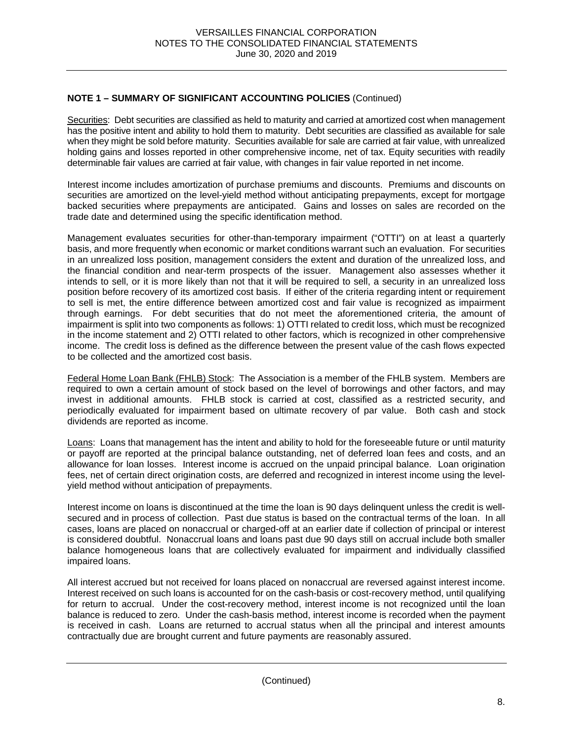**NOTE 1 – SUMMARY OF SIGNIFICANT ACCOUNTING POLICIES** (Continued)

Securities: Debt securities are classified as held to maturity and carried at amortized cost when management has the positive intent and ability to hold them to maturity. Debt securities are classified as available for sale when they might be sold before maturity. Securities available for sale are carried at fair value, with unrealized holding gains and losses reported in other comprehensive income, net of tax. Equity securities with readily determinable fair values are carried at fair value, with changes in fair value reported in net income.

Interest income includes amortization of purchase premiums and discounts. Premiums and discounts on securities are amortized on the level-yield method without anticipating prepayments, except for mortgage backed securities where prepayments are anticipated. Gains and losses on sales are recorded on the trade date and determined using the specific identification method.

Management evaluates securities for other-than-temporary impairment ("OTTI") on at least a quarterly basis, and more frequently when economic or market conditions warrant such an evaluation. For securities in an unrealized loss position, management considers the extent and duration of the unrealized loss, and the financial condition and near-term prospects of the issuer. Management also assesses whether it intends to sell, or it is more likely than not that it will be required to sell, a security in an unrealized loss position before recovery of its amortized cost basis. If either of the criteria regarding intent or requirement to sell is met, the entire difference between amortized cost and fair value is recognized as impairment through earnings. For debt securities that do not meet the aforementioned criteria, the amount of impairment is split into two components as follows: 1) OTTI related to credit loss, which must be recognized in the income statement and 2) OTTI related to other factors, which is recognized in other comprehensive income. The credit loss is defined as the difference between the present value of the cash flows expected to be collected and the amortized cost basis.

Federal Home Loan Bank (FHLB) Stock: The Association is a member of the FHLB system. Members are required to own a certain amount of stock based on the level of borrowings and other factors, and may invest in additional amounts. FHLB stock is carried at cost, classified as a restricted security, and periodically evaluated for impairment based on ultimate recovery of par value. Both cash and stock dividends are reported as income.

Loans: Loans that management has the intent and ability to hold for the foreseeable future or until maturity or payoff are reported at the principal balance outstanding, net of deferred loan fees and costs, and an allowance for loan losses. Interest income is accrued on the unpaid principal balance. Loan origination fees, net of certain direct origination costs, are deferred and recognized in interest income using the level-yield method without anticipation of prepayments.

Interest income on loans is discontinued at the time the loan is 90 days delinquent unless the credit is well-secured and in process of collection. Past due status is based on the contractual terms of the loan. In all cases, loans are placed on nonaccrual or charged-off at an earlier date if collection of principal or interest is considered doubtful. Nonaccrual loans and loans past due 90 days still on accrual include both smaller balance homogeneous loans that are collectively evaluated for impairment and individually classified impaired loans.

All interest accrued but not received for loans placed on nonaccrual are reversed against interest income. Interest received on such loans is accounted for on the cash-basis or cost-recovery method, until qualifying for return to accrual. Under the cost-recovery method, interest income is not recognized until the loan balance is reduced to zero. Under the cash-basis method, interest income is recorded when the payment is received in cash. Loans are returned to accrual status when all the principal and interest amounts contractually due are brought current and future payments are reasonably assured.

(Continued)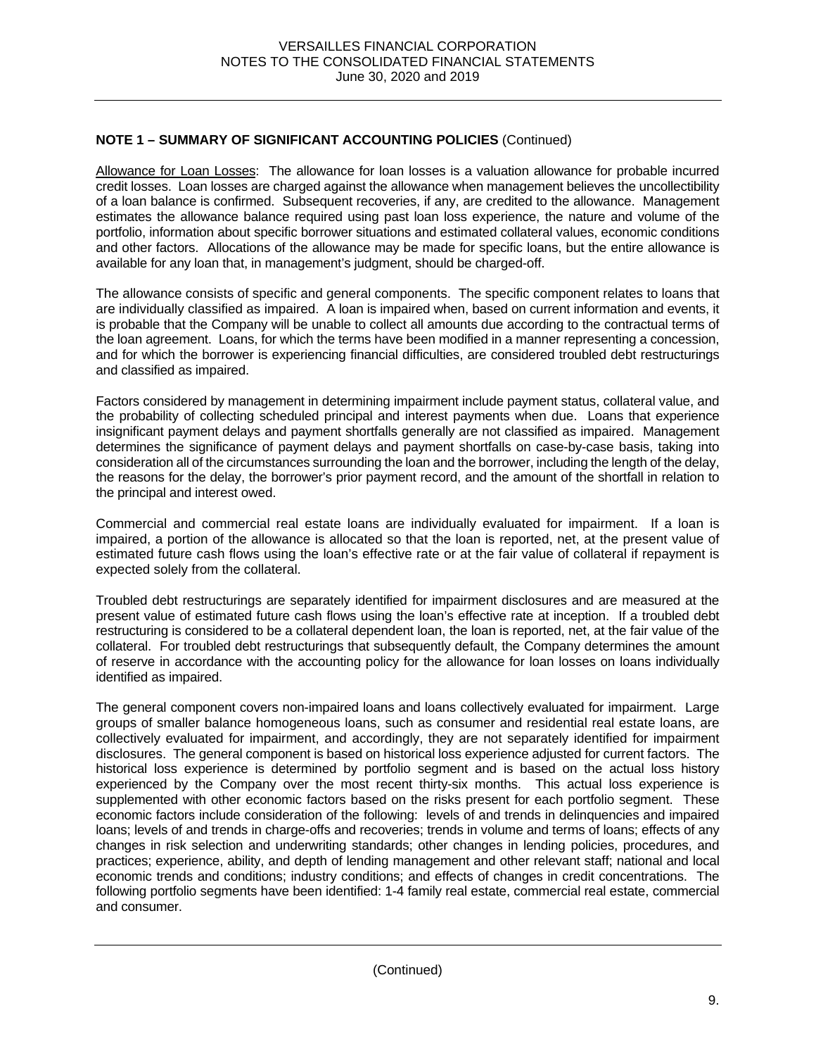**NOTE 1 – SUMMARY OF SIGNIFICANT ACCOUNTING POLICIES** (Continued)

Allowance for Loan Losses: The allowance for loan losses is a valuation allowance for probable incurred credit losses. Loan losses are charged against the allowance when management believes the uncollectibility of a loan balance is confirmed. Subsequent recoveries, if any, are credited to the allowance. Management estimates the allowance balance required using past loan loss experience, the nature and volume of the portfolio, information about specific borrower situations and estimated collateral values, economic conditions and other factors. Allocations of the allowance may be made for specific loans, but the entire allowance is available for any loan that, in management's judgment, should be charged-off.

The allowance consists of specific and general components. The specific component relates to loans that are individually classified as impaired. A loan is impaired when, based on current information and events, it is probable that the Company will be unable to collect all amounts due according to the contractual terms of the loan agreement. Loans, for which the terms have been modified in a manner representing a concession, and for which the borrower is experiencing financial difficulties, are considered troubled debt restructurings and classified as impaired.

Factors considered by management in determining impairment include payment status, collateral value, and the probability of collecting scheduled principal and interest payments when due. Loans that experience insignificant payment delays and payment shortfalls generally are not classified as impaired. Management determines the significance of payment delays and payment shortfalls on case-by-case basis, taking into consideration all of the circumstances surrounding the loan and the borrower, including the length of the delay, the reasons for the delay, the borrower's prior payment record, and the amount of the shortfall in relation to the principal and interest owed.

Commercial and commercial real estate loans are individually evaluated for impairment. If a loan is impaired, a portion of the allowance is allocated so that the loan is reported, net, at the present value of estimated future cash flows using the loan's effective rate or at the fair value of collateral if repayment is expected solely from the collateral.

Troubled debt restructurings are separately identified for impairment disclosures and are measured at the present value of estimated future cash flows using the loan's effective rate at inception. If a troubled debt restructuring is considered to be a collateral dependent loan, the loan is reported, net, at the fair value of the collateral. For troubled debt restructurings that subsequently default, the Company determines the amount of reserve in accordance with the accounting policy for the allowance for loan losses on loans individually identified as impaired.

The general component covers non-impaired loans and loans collectively evaluated for impairment. Large groups of smaller balance homogeneous loans, such as consumer and residential real estate loans, are collectively evaluated for impairment, and accordingly, they are not separately identified for impairment disclosures. The general component is based on historical loss experience adjusted for current factors. The historical loss experience is determined by portfolio segment and is based on the actual loss history experienced by the Company over the most recent thirty-six months. This actual loss experience is supplemented with other economic factors based on the risks present for each portfolio segment. These economic factors include consideration of the following: levels of and trends in delinquencies and impaired loans; levels of and trends in charge-offs and recoveries; trends in volume and terms of loans; effects of any changes in risk selection and underwriting standards; other changes in lending policies, procedures, and practices; experience, ability, and depth of lending management and other relevant staff; national and local economic trends and conditions; industry conditions; and effects of changes in credit concentrations. The following portfolio segments have been identified: 1-4 family real estate, commercial real estate, commercial and consumer.

(Continued)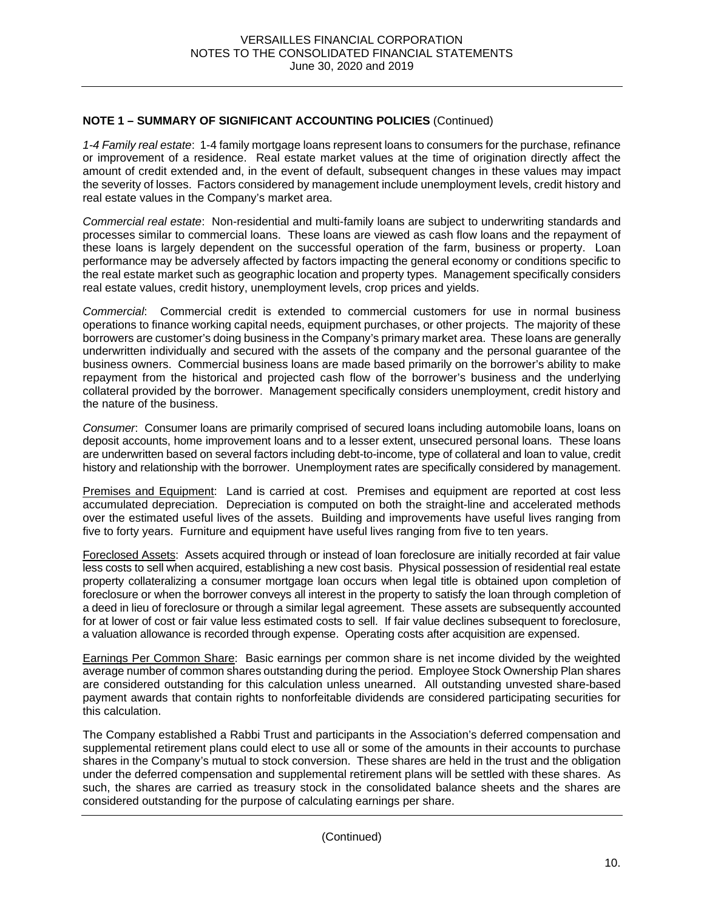**NOTE 1 – SUMMARY OF SIGNIFICANT ACCOUNTING POLICIES** (Continued)

*1-4 Family real estate*: 1-4 family mortgage loans represent loans to consumers for the purchase, refinance or improvement of a residence. Real estate market values at the time of origination directly affect the amount of credit extended and, in the event of default, subsequent changes in these values may impact the severity of losses. Factors considered by management include unemployment levels, credit history and real estate values in the Company's market area.

*Commercial real estate*: Non-residential and multi-family loans are subject to underwriting standards and processes similar to commercial loans. These loans are viewed as cash flow loans and the repayment of these loans is largely dependent on the successful operation of the farm, business or property. Loan performance may be adversely affected by factors impacting the general economy or conditions specific to the real estate market such as geographic location and property types. Management specifically considers real estate values, credit history, unemployment levels, crop prices and yields.

*Commercial*: Commercial credit is extended to commercial customers for use in normal business operations to finance working capital needs, equipment purchases, or other projects. The majority of these borrowers are customer's doing business in the Company's primary market area. These loans are generally underwritten individually and secured with the assets of the company and the personal guarantee of the business owners. Commercial business loans are made based primarily on the borrower's ability to make repayment from the historical and projected cash flow of the borrower's business and the underlying collateral provided by the borrower. Management specifically considers unemployment, credit history and the nature of the business.

*Consumer*: Consumer loans are primarily comprised of secured loans including automobile loans, loans on deposit accounts, home improvement loans and to a lesser extent, unsecured personal loans. These loans are underwritten based on several factors including debt-to-income, type of collateral and loan to value, credit history and relationship with the borrower. Unemployment rates are specifically considered by management.

Premises and Equipment: Land is carried at cost. Premises and equipment are reported at cost less accumulated depreciation. Depreciation is computed on both the straight-line and accelerated methods over the estimated useful lives of the assets. Building and improvements have useful lives ranging from five to forty years. Furniture and equipment have useful lives ranging from five to ten years.

Foreclosed Assets: Assets acquired through or instead of loan foreclosure are initially recorded at fair value less costs to sell when acquired, establishing a new cost basis. Physical possession of residential real estate property collateralizing a consumer mortgage loan occurs when legal title is obtained upon completion of foreclosure or when the borrower conveys all interest in the property to satisfy the loan through completion of a deed in lieu of foreclosure or through a similar legal agreement. These assets are subsequently accounted for at lower of cost or fair value less estimated costs to sell. If fair value declines subsequent to foreclosure, a valuation allowance is recorded through expense. Operating costs after acquisition are expensed.

Earnings Per Common Share: Basic earnings per common share is net income divided by the weighted average number of common shares outstanding during the period. Employee Stock Ownership Plan shares are considered outstanding for this calculation unless unearned. All outstanding unvested share-based payment awards that contain rights to nonforfeitable dividends are considered participating securities for this calculation.

The Company established a Rabbi Trust and participants in the Association's deferred compensation and supplemental retirement plans could elect to use all or some of the amounts in their accounts to purchase shares in the Company's mutual to stock conversion. These shares are held in the trust and the obligation under the deferred compensation and supplemental retirement plans will be settled with these shares. As such, the shares are carried as treasury stock in the consolidated balance sheets and the shares are considered outstanding for the purpose of calculating earnings per share.

(Continued)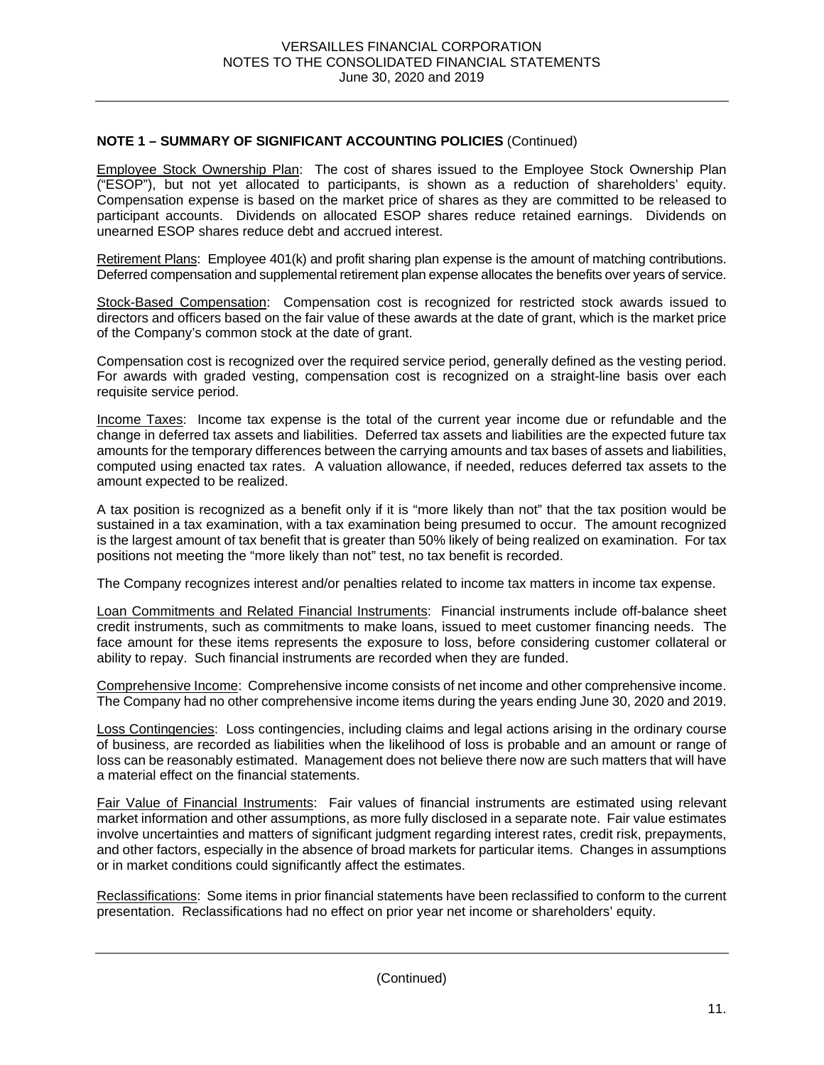**NOTE 1 – SUMMARY OF SIGNIFICANT ACCOUNTING POLICIES** (Continued)

Employee Stock Ownership Plan: The cost of shares issued to the Employee Stock Ownership Plan ("ESOP"), but not yet allocated to participants, is shown as a reduction of shareholders' equity. Compensation expense is based on the market price of shares as they are committed to be released to participant accounts. Dividends on allocated ESOP shares reduce retained earnings. Dividends on unearned ESOP shares reduce debt and accrued interest.

Retirement Plans: Employee 401(k) and profit sharing plan expense is the amount of matching contributions. Deferred compensation and supplemental retirement plan expense allocates the benefits over years of service.

Stock-Based Compensation: Compensation cost is recognized for restricted stock awards issued to directors and officers based on the fair value of these awards at the date of grant, which is the market price of the Company's common stock at the date of grant.

Compensation cost is recognized over the required service period, generally defined as the vesting period. For awards with graded vesting, compensation cost is recognized on a straight-line basis over each requisite service period.

Income Taxes: Income tax expense is the total of the current year income due or refundable and the change in deferred tax assets and liabilities. Deferred tax assets and liabilities are the expected future tax amounts for the temporary differences between the carrying amounts and tax bases of assets and liabilities, computed using enacted tax rates. A valuation allowance, if needed, reduces deferred tax assets to the amount expected to be realized.

A tax position is recognized as a benefit only if it is "more likely than not" that the tax position would be sustained in a tax examination, with a tax examination being presumed to occur. The amount recognized is the largest amount of tax benefit that is greater than 50% likely of being realized on examination. For tax positions not meeting the "more likely than not" test, no tax benefit is recorded.

The Company recognizes interest and/or penalties related to income tax matters in income tax expense.

Loan Commitments and Related Financial Instruments: Financial instruments include off-balance sheet credit instruments, such as commitments to make loans, issued to meet customer financing needs. The face amount for these items represents the exposure to loss, before considering customer collateral or ability to repay. Such financial instruments are recorded when they are funded.

Comprehensive Income: Comprehensive income consists of net income and other comprehensive income. The Company had no other comprehensive income items during the years ending June 30, 2020 and 2019.

Loss Contingencies: Loss contingencies, including claims and legal actions arising in the ordinary course of business, are recorded as liabilities when the likelihood of loss is probable and an amount or range of loss can be reasonably estimated. Management does not believe there now are such matters that will have a material effect on the financial statements.

Fair Value of Financial Instruments: Fair values of financial instruments are estimated using relevant market information and other assumptions, as more fully disclosed in a separate note. Fair value estimates involve uncertainties and matters of significant judgment regarding interest rates, credit risk, prepayments, and other factors, especially in the absence of broad markets for particular items. Changes in assumptions or in market conditions could significantly affect the estimates.

Reclassifications: Some items in prior financial statements have been reclassified to conform to the current presentation. Reclassifications had no effect on prior year net income or shareholders' equity.

(Continued)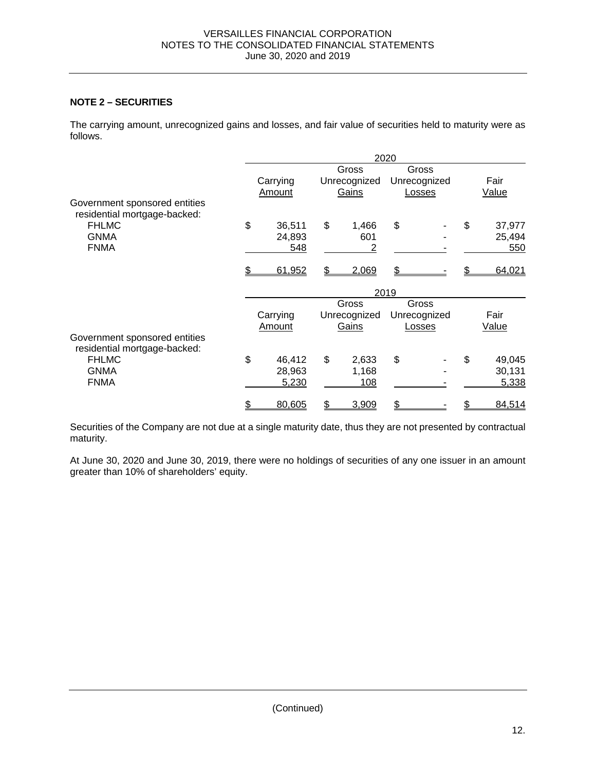## NOTE 2 – SECURITIES

The carrying amount, unrecognized gains and losses, and fair value of securities held to maturity were as follows.

| | 2020 | | | |
|---|---|---|---|---|
| | Carrying Amount | Gross Unrecognized Gains | Gross Unrecognized Losses | Fair Value |
| Government sponsored entities residential mortgage-backed: | | | | |
| FHLMC | $ 36,511 | $ 1,466 | $ - | $ 37,977 |
| GNMA | 24,893 | 601 | - | 25,494 |
| FNMA | 548 | 2 | - | 550 |
| | $ 61,952 | $ 2,069 | $ - | $ 64,021 |

| | 2019 | | | |
|---|---|---|---|---|
| | Carrying Amount | Gross Unrecognized Gains | Gross Unrecognized Losses | Fair Value |
| Government sponsored entities residential mortgage-backed: | | | | |
| FHLMC | $ 46,412 | $ 2,633 | $ - | $ 49,045 |
| GNMA | 28,963 | 1,168 | - | 30,131 |
| FNMA | 5,230 | 108 | - | 5,338 |
| | $ 80,605 | $ 3,909 | $ - | $ 84,514 |

Securities of the Company are not due at a single maturity date, thus they are not presented by contractual maturity.

At June 30, 2020 and June 30, 2019, there were no holdings of securities of any one issuer in an amount greater than 10% of shareholders' equity.

(Continued)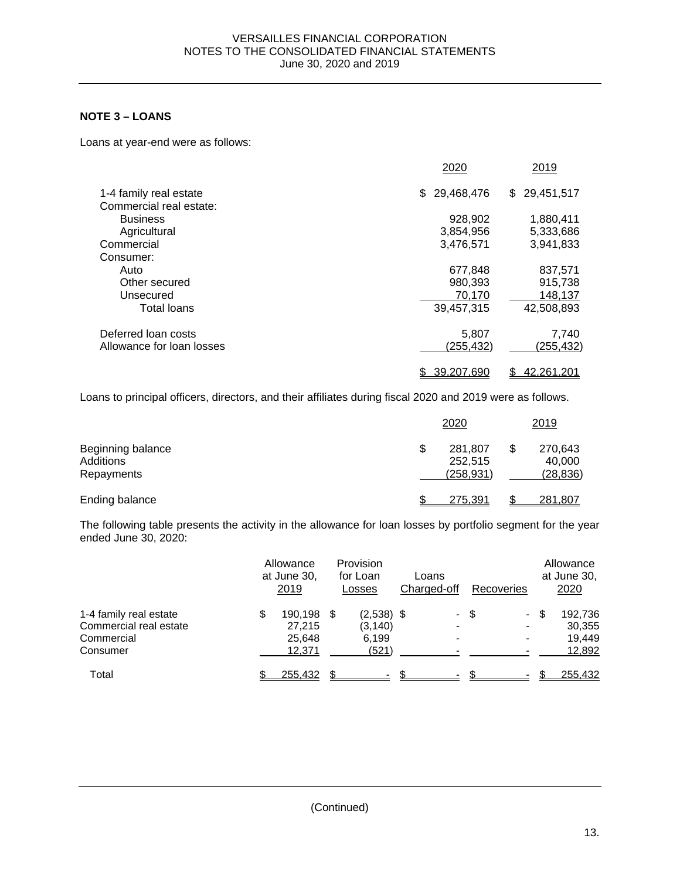## NOTE 3 – LOANS

Loans at year-end were as follows:

| | 2020 | 2019 |
|---|---|---|
| 1-4 family real estate | $ 29,468,476 | $ 29,451,517 |
| Commercial real estate: | | |
| Business | 928,902 | 1,880,411 |
| Agricultural | 3,854,956 | 5,333,686 |
| Commercial | 3,476,571 | 3,941,833 |
| Consumer: | | |
| Auto | 677,848 | 837,571 |
| Other secured | 980,393 | 915,738 |
| Unsecured | 70,170 | 148,137 |
| Total loans | 39,457,315 | 42,508,893 |
| Deferred loan costs | 5,807 | 7,740 |
| Allowance for loan losses | (255,432) | (255,432) |
| | $ 39,207,690 | $ 42,261,201 |

Loans to principal officers, directors, and their affiliates during fiscal 2020 and 2019 were as follows.

| | 2020 | 2019 |
|---|---|---|
| Beginning balance | $ 281,807 | $ 270,643 |
| Additions | 252,515 | 40,000 |
| Repayments | (258,931) | (28,836) |
| Ending balance | $ 275,391 | $ 281,807 |

The following table presents the activity in the allowance for loan losses by portfolio segment for the year ended June 30, 2020:

| | Allowance at June 30, 2019 | Provision for Loan Losses | Loans Charged-off | Recoveries | Allowance at June 30, 2020 |
|---|---|---|---|---|---|
| 1-4 family real estate | $ 190,198 | $ (2,538) | $ - | $ - | $ 192,736 |
| Commercial real estate | 27,215 | (3,140) | - | - | 30,355 |
| Commercial | 25,648 | 6,199 | - | - | 19,449 |
| Consumer | 12,371 | (521) | - | - | 12,892 |
| Total | $ 255,432 | $ - | $ - | $ - | $ 255,432 |

(Continued)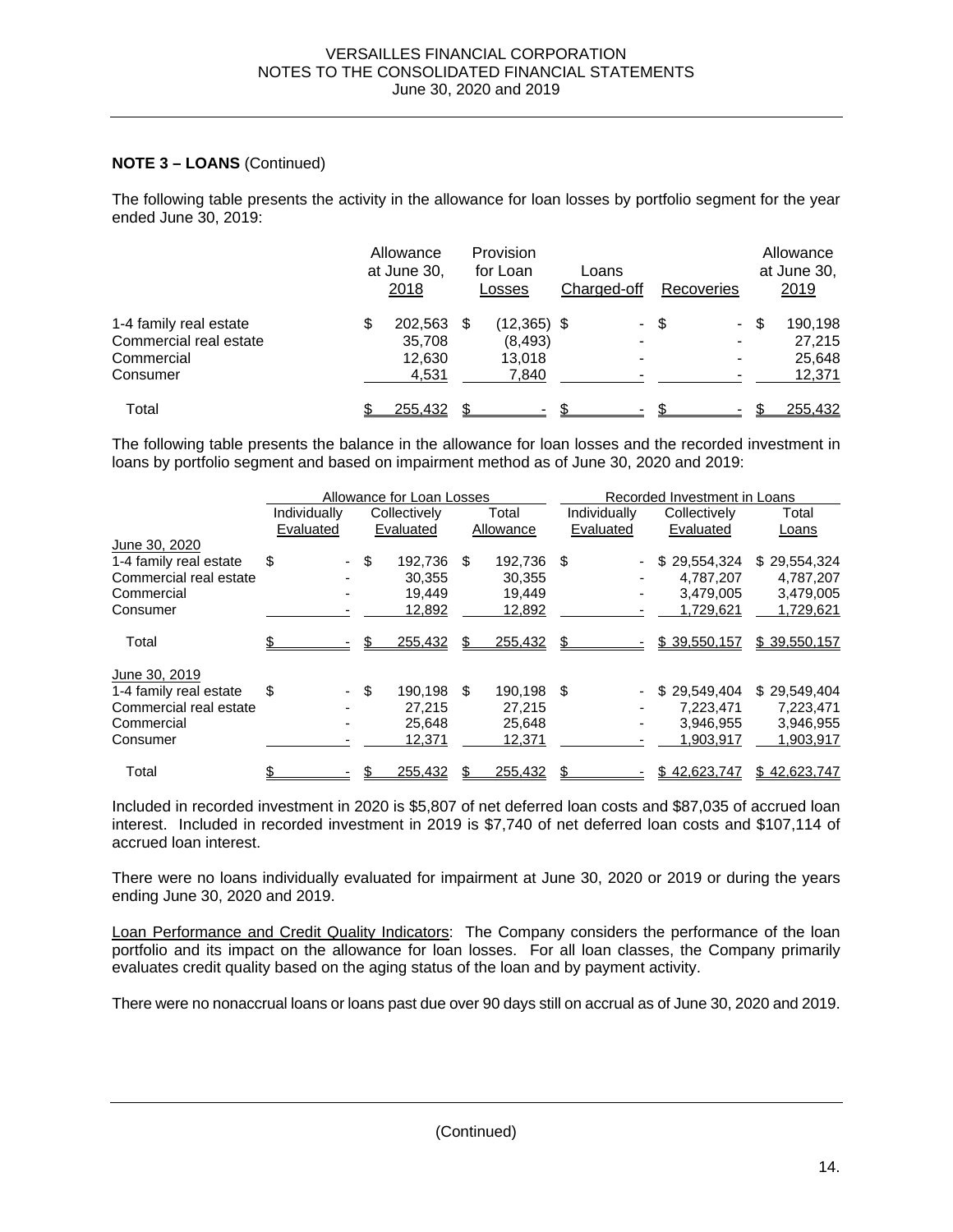**NOTE 3 – LOANS** (Continued)

The following table presents the activity in the allowance for loan losses by portfolio segment for the year ended June 30, 2019:

| | Allowance at June 30, 2018 | Provision for Loan Losses | Loans Charged-off | Recoveries | Allowance at June 30, 2019 |
|---|---|---|---|---|---|
| 1-4 family real estate | $ 202,563 | $ (12,365) | $ - | $ - | $ 190,198 |
| Commercial real estate | 35,708 | (8,493) | - | - | 27,215 |
| Commercial | 12,630 | 13,018 | - | - | 25,648 |
| Consumer | 4,531 | 7,840 | - | - | 12,371 |
| Total | $ 255,432 | $ - | $ - | $ - | $ 255,432 |

The following table presents the balance in the allowance for loan losses and the recorded investment in loans by portfolio segment and based on impairment method as of June 30, 2020 and 2019:

| | Allowance for Loan Losses | | | Recorded Investment in Loans | | |
|---|---|---|---|---|---|---|
| | Individually Evaluated | Collectively Evaluated | Total Allowance | Individually Evaluated | Collectively Evaluated | Total Loans |
| June 30, 2020 | | | | | | |
| 1-4 family real estate | $ - | $ 192,736 | $ 192,736 | $ - | $ 29,554,324 | $ 29,554,324 |
| Commercial real estate | - | 30,355 | 30,355 | - | 4,787,207 | 4,787,207 |
| Commercial | - | 19,449 | 19,449 | - | 3,479,005 | 3,479,005 |
| Consumer | - | 12,892 | 12,892 | - | 1,729,621 | 1,729,621 |
| Total | $ - | $ 255,432 | $ 255,432 | $ - | $ 39,550,157 | $ 39,550,157 |
| June 30, 2019 | | | | | | |
| 1-4 family real estate | $ - | $ 190,198 | $ 190,198 | $ - | $ 29,549,404 | $ 29,549,404 |
| Commercial real estate | - | 27,215 | 27,215 | - | 7,223,471 | 7,223,471 |
| Commercial | - | 25,648 | 25,648 | - | 3,946,955 | 3,946,955 |
| Consumer | - | 12,371 | 12,371 | - | 1,903,917 | 1,903,917 |
| Total | $ - | $ 255,432 | $ 255,432 | $ - | $ 42,623,747 | $ 42,623,747 |

Included in recorded investment in 2020 is $5,807 of net deferred loan costs and $87,035 of accrued loan interest. Included in recorded investment in 2019 is $7,740 of net deferred loan costs and $107,114 of accrued loan interest.

There were no loans individually evaluated for impairment at June 30, 2020 or 2019 or during the years ending June 30, 2020 and 2019.

Loan Performance and Credit Quality Indicators: The Company considers the performance of the loan portfolio and its impact on the allowance for loan losses. For all loan classes, the Company primarily evaluates credit quality based on the aging status of the loan and by payment activity.

There were no nonaccrual loans or loans past due over 90 days still on accrual as of June 30, 2020 and 2019.

(Continued)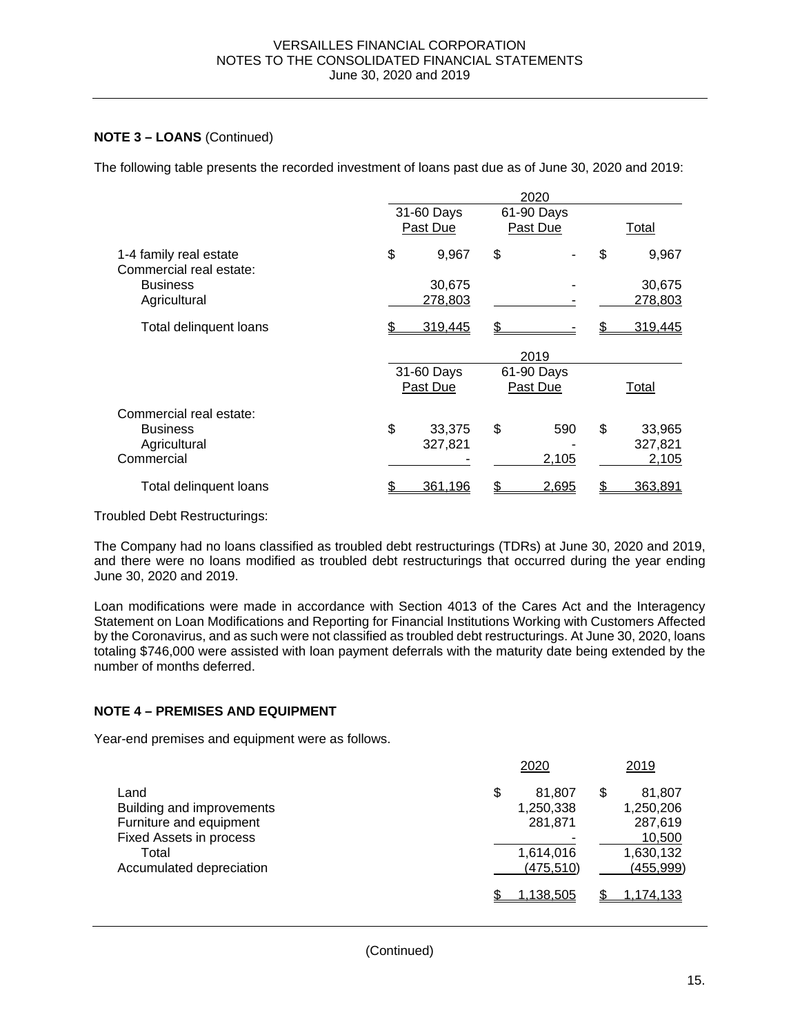**NOTE 3 – LOANS** (Continued)

The following table presents the recorded investment of loans past due as of June 30, 2020 and 2019:

| | 2020 | | |
|---|---|---|---|
| | 31-60 Days Past Due | 61-90 Days Past Due | Total |
| 1-4 family real estate | $ 9,967 | $ - | $ 9,967 |
| Commercial real estate: | | | |
| Business | 30,675 | - | 30,675 |
| Agricultural | 278,803 | - | 278,803 |
| Total delinquent loans | $ 319,445 | $ - | $ 319,445 |

| | 2019 | | |
|---|---|---|---|
| | 31-60 Days Past Due | 61-90 Days Past Due | Total |
| Commercial real estate: | | | |
| Business | $ 33,375 | $ 590 | $ 33,965 |
| Agricultural | 327,821 | - | 327,821 |
| Commercial | - | 2,105 | 2,105 |
| Total delinquent loans | $ 361,196 | $ 2,695 | $ 363,891 |

Troubled Debt Restructurings:

The Company had no loans classified as troubled debt restructurings (TDRs) at June 30, 2020 and 2019, and there were no loans modified as troubled debt restructurings that occurred during the year ending June 30, 2020 and 2019.

Loan modifications were made in accordance with Section 4013 of the Cares Act and the Interagency Statement on Loan Modifications and Reporting for Financial Institutions Working with Customers Affected by the Coronavirus, and as such were not classified as troubled debt restructurings. At June 30, 2020, loans totaling $746,000 were assisted with loan payment deferrals with the maturity date being extended by the number of months deferred.

**NOTE 4 – PREMISES AND EQUIPMENT**

Year-end premises and equipment were as follows.

| | 2020 | 2019 |
|---|---|---|
| Land | $ 81,807 | $ 81,807 |
| Building and improvements | 1,250,338 | 1,250,206 |
| Furniture and equipment | 281,871 | 287,619 |
| Fixed Assets in process | - | 10,500 |
| Total | 1,614,016 | 1,630,132 |
| Accumulated depreciation | (475,510) | (455,999) |
| | $ 1,138,505 | $ 1,174,133 |

(Continued)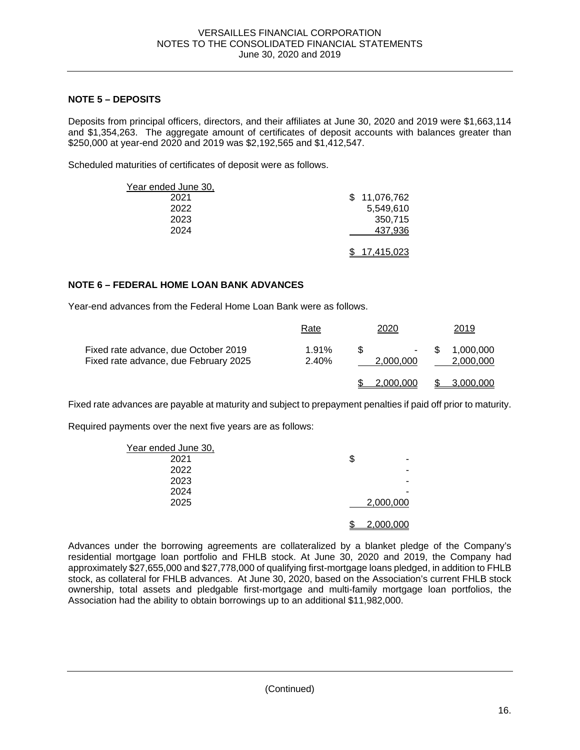## NOTE 5 – DEPOSITS

Deposits from principal officers, directors, and their affiliates at June 30, 2020 and 2019 were $1,663,114 and $1,354,263. The aggregate amount of certificates of deposit accounts with balances greater than $250,000 at year-end 2020 and 2019 was $2,192,565 and $1,412,547.

Scheduled maturities of certificates of deposit were as follows.

| Year ended June 30, | |
|---|---|
| 2021 | $ 11,076,762 |
| 2022 | 5,549,610 |
| 2023 | 350,715 |
| 2024 | 437,936 |
| | $ 17,415,023 |

## NOTE 6 – FEDERAL HOME LOAN BANK ADVANCES

Year-end advances from the Federal Home Loan Bank were as follows.

| | Rate | 2020 | 2019 |
|---|---|---|---|
| Fixed rate advance, due October 2019 | 1.91% | $ - | $ 1,000,000 |
| Fixed rate advance, due February 2025 | 2.40% | 2,000,000 | 2,000,000 |
| | | $ 2,000,000 | $ 3,000,000 |

Fixed rate advances are payable at maturity and subject to prepayment penalties if paid off prior to maturity.

Required payments over the next five years are as follows:

| Year ended June 30, | |
|---|---|
| 2021 | $ - |
| 2022 | - |
| 2023 | - |
| 2024 | - |
| 2025 | 2,000,000 |
| | $ 2,000,000 |

Advances under the borrowing agreements are collateralized by a blanket pledge of the Company's residential mortgage loan portfolio and FHLB stock. At June 30, 2020 and 2019, the Company had approximately $27,655,000 and $27,778,000 of qualifying first-mortgage loans pledged, in addition to FHLB stock, as collateral for FHLB advances. At June 30, 2020, based on the Association's current FHLB stock ownership, total assets and pledgable first-mortgage and multi-family mortgage loan portfolios, the Association had the ability to obtain borrowings up to an additional $11,982,000.

(Continued)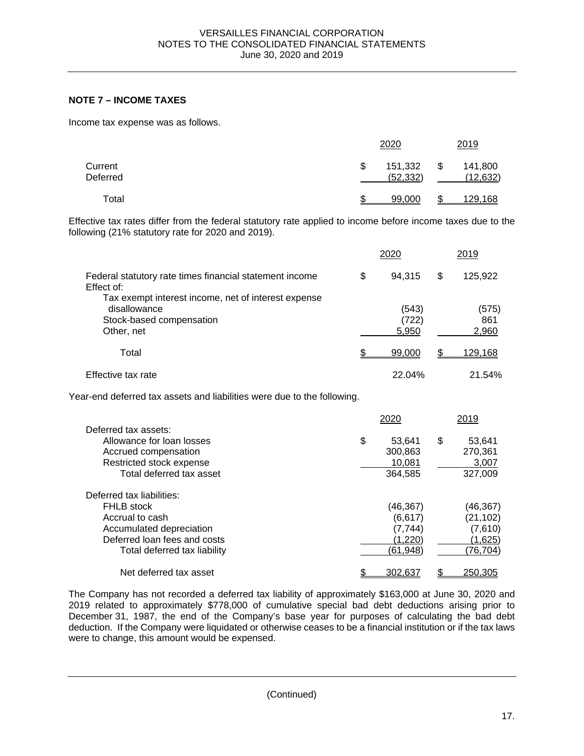## NOTE 7 – INCOME TAXES

Income tax expense was as follows.

| | 2020 | 2019 |
|---|---|---|
| Current | $ 151,332 | $ 141,800 |
| Deferred | (52,332) | (12,632) |
| Total | $ 99,000 | $ 129,168 |

Effective tax rates differ from the federal statutory rate applied to income before income taxes due to the following (21% statutory rate for 2020 and 2019).

| | 2020 | 2019 |
|---|---|---|
| Federal statutory rate times financial statement income | $ 94,315 | $ 125,922 |
| Effect of: | | |
| Tax exempt interest income, net of interest expense disallowance | (543) | (575) |
| Stock-based compensation | (722) | 861 |
| Other, net | 5,950 | 2,960 |
| Total | $ 99,000 | $ 129,168 |
| Effective tax rate | 22.04% | 21.54% |

Year-end deferred tax assets and liabilities were due to the following.

| | 2020 | 2019 |
|---|---|---|
| Deferred tax assets: | | |
| Allowance for loan losses | $ 53,641 | $ 53,641 |
| Accrued compensation | 300,863 | 270,361 |
| Restricted stock expense | 10,081 | 3,007 |
| Total deferred tax asset | 364,585 | 327,009 |
| Deferred tax liabilities: | | |
| FHLB stock | (46,367) | (46,367) |
| Accrual to cash | (6,617) | (21,102) |
| Accumulated depreciation | (7,744) | (7,610) |
| Deferred loan fees and costs | (1,220) | (1,625) |
| Total deferred tax liability | (61,948) | (76,704) |
| Net deferred tax asset | $ 302,637 | $ 250,305 |

The Company has not recorded a deferred tax liability of approximately $163,000 at June 30, 2020 and 2019 related to approximately $778,000 of cumulative special bad debt deductions arising prior to December 31, 1987, the end of the Company's base year for purposes of calculating the bad debt deduction. If the Company were liquidated or otherwise ceases to be a financial institution or if the tax laws were to change, this amount would be expensed.

(Continued)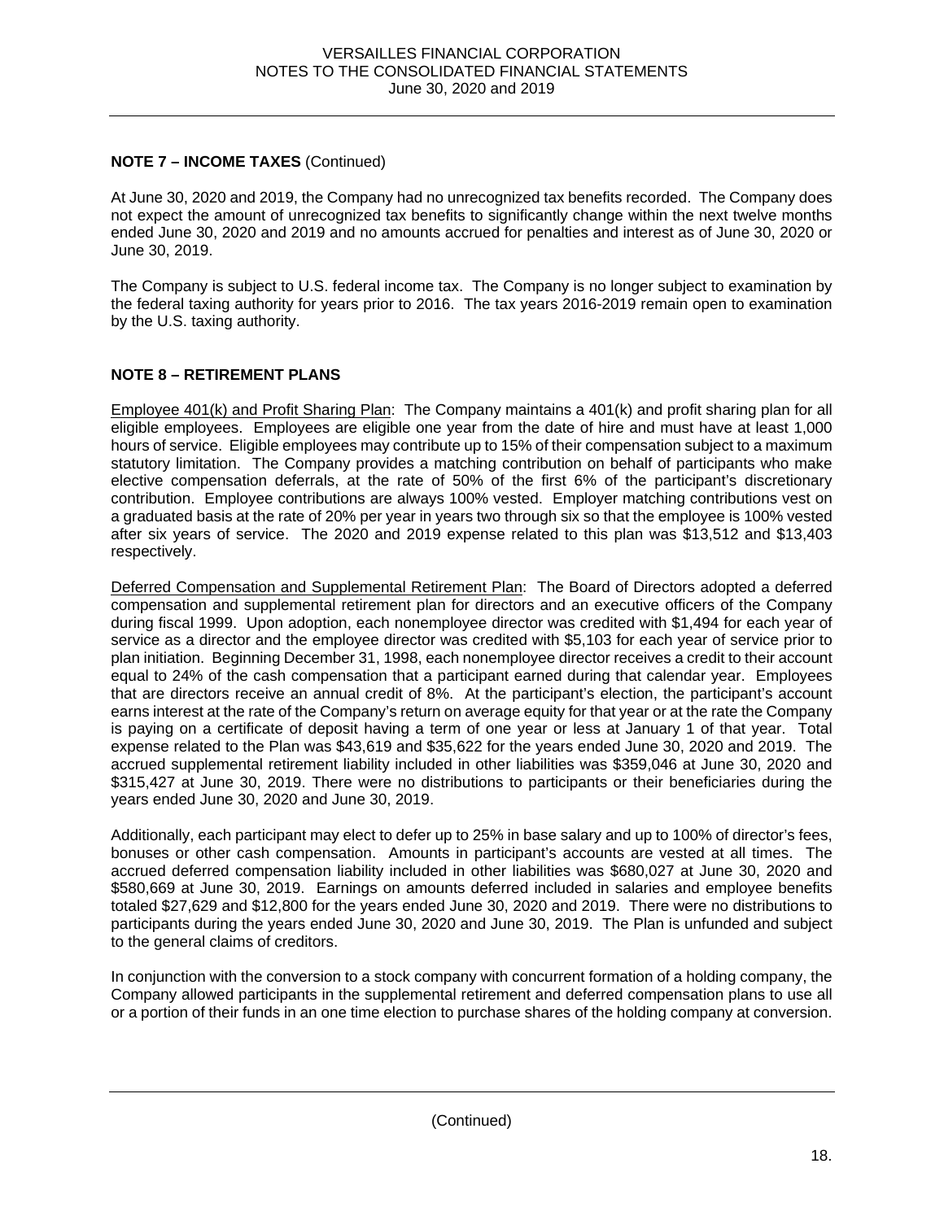**NOTE 7 – INCOME TAXES** (Continued)

At June 30, 2020 and 2019, the Company had no unrecognized tax benefits recorded. The Company does not expect the amount of unrecognized tax benefits to significantly change within the next twelve months ended June 30, 2020 and 2019 and no amounts accrued for penalties and interest as of June 30, 2020 or June 30, 2019.

The Company is subject to U.S. federal income tax. The Company is no longer subject to examination by the federal taxing authority for years prior to 2016. The tax years 2016-2019 remain open to examination by the U.S. taxing authority.

**NOTE 8 – RETIREMENT PLANS**

Employee 401(k) and Profit Sharing Plan: The Company maintains a 401(k) and profit sharing plan for all eligible employees. Employees are eligible one year from the date of hire and must have at least 1,000 hours of service. Eligible employees may contribute up to 15% of their compensation subject to a maximum statutory limitation. The Company provides a matching contribution on behalf of participants who make elective compensation deferrals, at the rate of 50% of the first 6% of the participant's discretionary contribution. Employee contributions are always 100% vested. Employer matching contributions vest on a graduated basis at the rate of 20% per year in years two through six so that the employee is 100% vested after six years of service. The 2020 and 2019 expense related to this plan was $13,512 and $13,403 respectively.

Deferred Compensation and Supplemental Retirement Plan: The Board of Directors adopted a deferred compensation and supplemental retirement plan for directors and an executive officers of the Company during fiscal 1999. Upon adoption, each nonemployee director was credited with $1,494 for each year of service as a director and the employee director was credited with $5,103 for each year of service prior to plan initiation. Beginning December 31, 1998, each nonemployee director receives a credit to their account equal to 24% of the cash compensation that a participant earned during that calendar year. Employees that are directors receive an annual credit of 8%. At the participant's election, the participant's account earns interest at the rate of the Company's return on average equity for that year or at the rate the Company is paying on a certificate of deposit having a term of one year or less at January 1 of that year. Total expense related to the Plan was $43,619 and $35,622 for the years ended June 30, 2020 and 2019. The accrued supplemental retirement liability included in other liabilities was $359,046 at June 30, 2020 and $315,427 at June 30, 2019. There were no distributions to participants or their beneficiaries during the years ended June 30, 2020 and June 30, 2019.

Additionally, each participant may elect to defer up to 25% in base salary and up to 100% of director's fees, bonuses or other cash compensation. Amounts in participant's accounts are vested at all times. The accrued deferred compensation liability included in other liabilities was $680,027 at June 30, 2020 and $580,669 at June 30, 2019. Earnings on amounts deferred included in salaries and employee benefits totaled $27,629 and $12,800 for the years ended June 30, 2020 and 2019. There were no distributions to participants during the years ended June 30, 2020 and June 30, 2019. The Plan is unfunded and subject to the general claims of creditors.

In conjunction with the conversion to a stock company with concurrent formation of a holding company, the Company allowed participants in the supplemental retirement and deferred compensation plans to use all or a portion of their funds in an one time election to purchase shares of the holding company at conversion.

(Continued)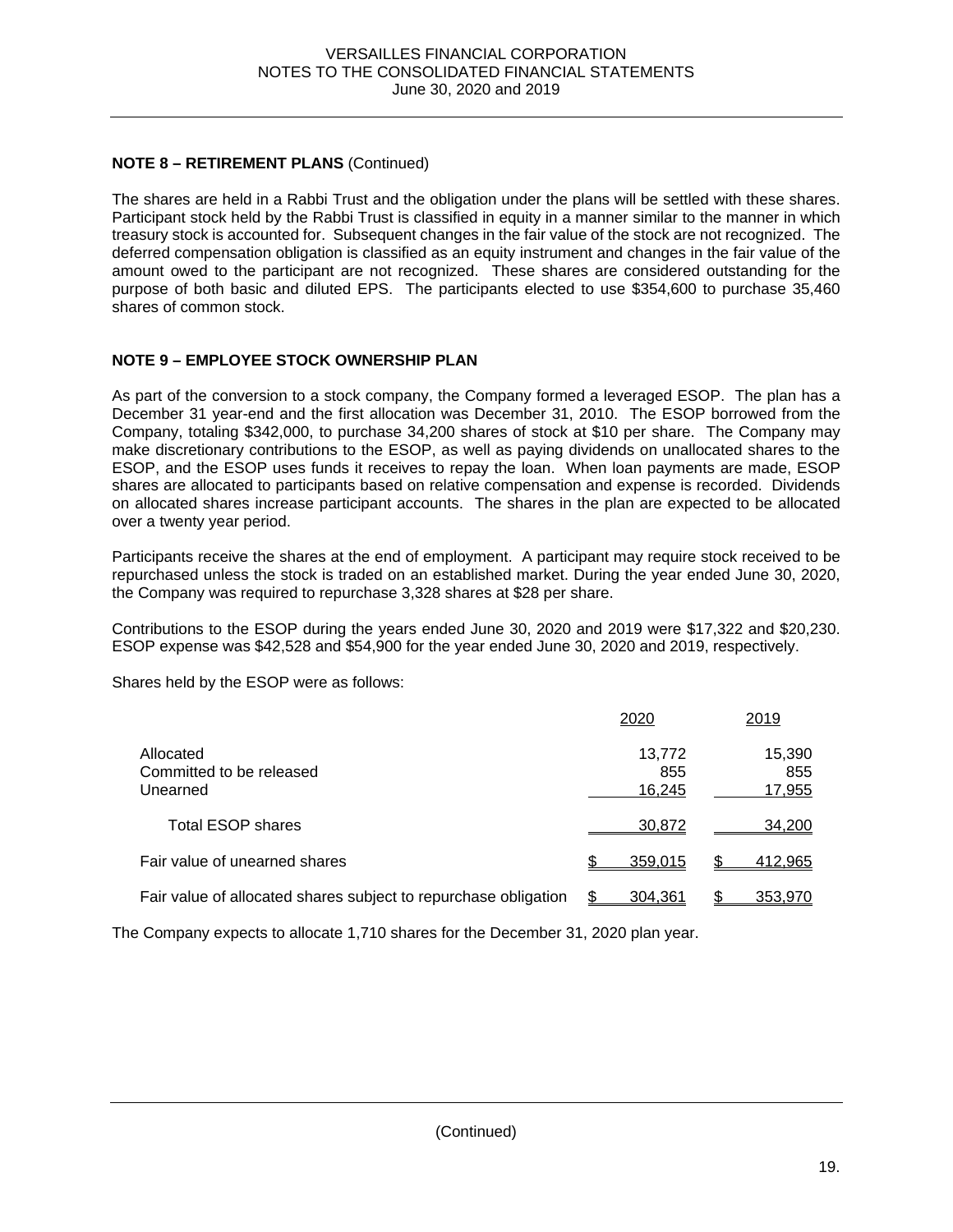**NOTE 8 – RETIREMENT PLANS** (Continued)

The shares are held in a Rabbi Trust and the obligation under the plans will be settled with these shares. Participant stock held by the Rabbi Trust is classified in equity in a manner similar to the manner in which treasury stock is accounted for. Subsequent changes in the fair value of the stock are not recognized. The deferred compensation obligation is classified as an equity instrument and changes in the fair value of the amount owed to the participant are not recognized. These shares are considered outstanding for the purpose of both basic and diluted EPS. The participants elected to use $354,600 to purchase 35,460 shares of common stock.

**NOTE 9 – EMPLOYEE STOCK OWNERSHIP PLAN**

As part of the conversion to a stock company, the Company formed a leveraged ESOP. The plan has a December 31 year-end and the first allocation was December 31, 2010. The ESOP borrowed from the Company, totaling $342,000, to purchase 34,200 shares of stock at $10 per share. The Company may make discretionary contributions to the ESOP, as well as paying dividends on unallocated shares to the ESOP, and the ESOP uses funds it receives to repay the loan. When loan payments are made, ESOP shares are allocated to participants based on relative compensation and expense is recorded. Dividends on allocated shares increase participant accounts. The shares in the plan are expected to be allocated over a twenty year period.

Participants receive the shares at the end of employment. A participant may require stock received to be repurchased unless the stock is traded on an established market. During the year ended June 30, 2020, the Company was required to repurchase 3,328 shares at $28 per share.

Contributions to the ESOP during the years ended June 30, 2020 and 2019 were $17,322 and $20,230. ESOP expense was $42,528 and $54,900 for the year ended June 30, 2020 and 2019, respectively.

Shares held by the ESOP were as follows:

| | 2020 | 2019 |
|---|---|---|
| Allocated | 13,772 | 15,390 |
| Committed to be released | 855 | 855 |
| Unearned | 16,245 | 17,955 |
| Total ESOP shares | 30,872 | 34,200 |
| Fair value of unearned shares | $ 359,015 | $ 412,965 |
| Fair value of allocated shares subject to repurchase obligation | $ 304,361 | $ 353,970 |

The Company expects to allocate 1,710 shares for the December 31, 2020 plan year.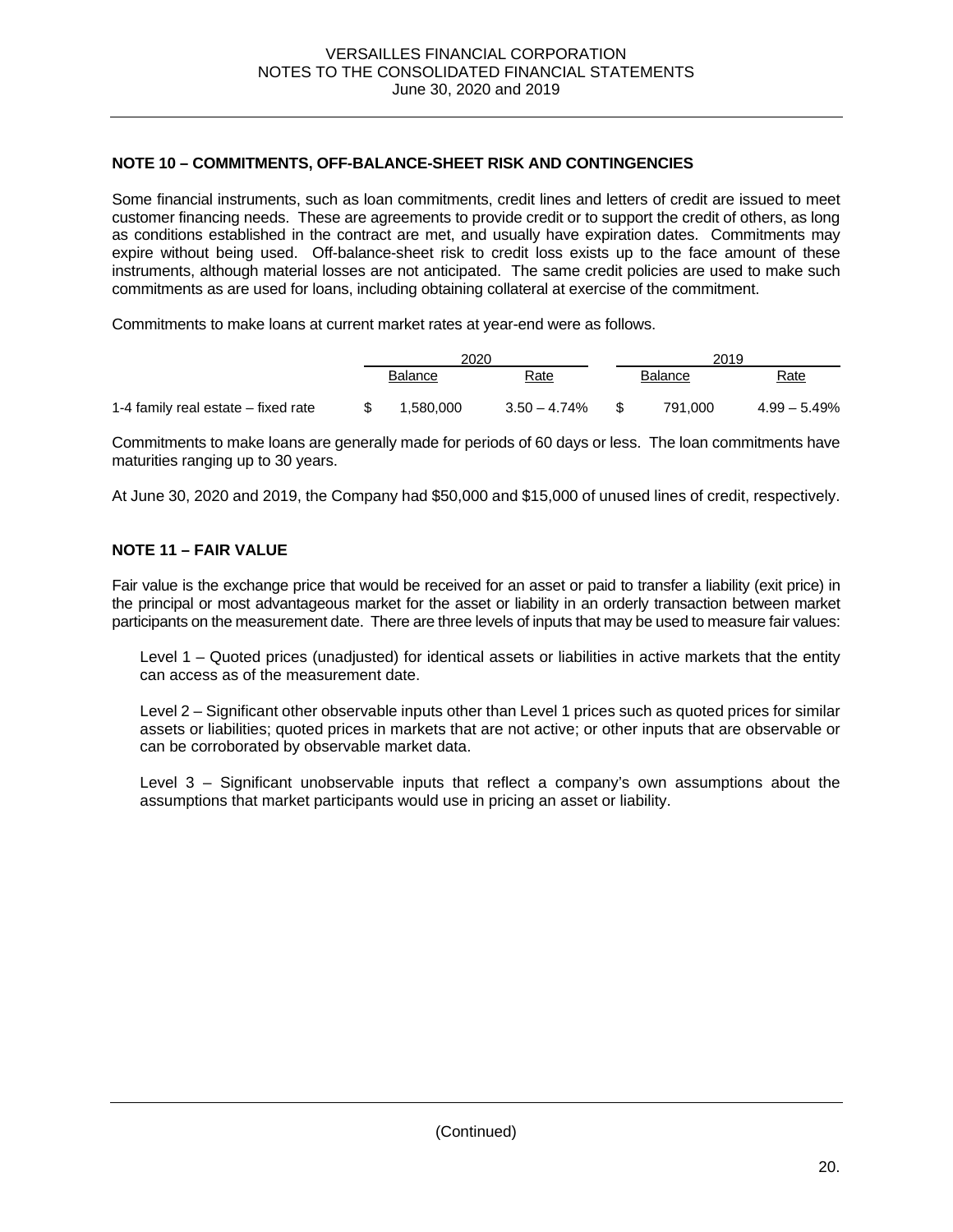## NOTE 10 – COMMITMENTS, OFF-BALANCE-SHEET RISK AND CONTINGENCIES

Some financial instruments, such as loan commitments, credit lines and letters of credit are issued to meet customer financing needs. These are agreements to provide credit or to support the credit of others, as long as conditions established in the contract are met, and usually have expiration dates. Commitments may expire without being used. Off-balance-sheet risk to credit loss exists up to the face amount of these instruments, although material losses are not anticipated. The same credit policies are used to make such commitments as are used for loans, including obtaining collateral at exercise of the commitment.

Commitments to make loans at current market rates at year-end were as follows.

| | 2020 | | 2019 | |
|---|---|---|---|---|
| | Balance | Rate | Balance | Rate |
| 1-4 family real estate – fixed rate | $ 1,580,000 | 3.50 – 4.74% | $ 791,000 | 4.99 – 5.49% |

Commitments to make loans are generally made for periods of 60 days or less. The loan commitments have maturities ranging up to 30 years.

At June 30, 2020 and 2019, the Company had $50,000 and $15,000 of unused lines of credit, respectively.

## NOTE 11 – FAIR VALUE

Fair value is the exchange price that would be received for an asset or paid to transfer a liability (exit price) in the principal or most advantageous market for the asset or liability in an orderly transaction between market participants on the measurement date. There are three levels of inputs that may be used to measure fair values:

Level 1 – Quoted prices (unadjusted) for identical assets or liabilities in active markets that the entity can access as of the measurement date.

Level 2 – Significant other observable inputs other than Level 1 prices such as quoted prices for similar assets or liabilities; quoted prices in markets that are not active; or other inputs that are observable or can be corroborated by observable market data.

Level 3 – Significant unobservable inputs that reflect a company's own assumptions about the assumptions that market participants would use in pricing an asset or liability.

(Continued)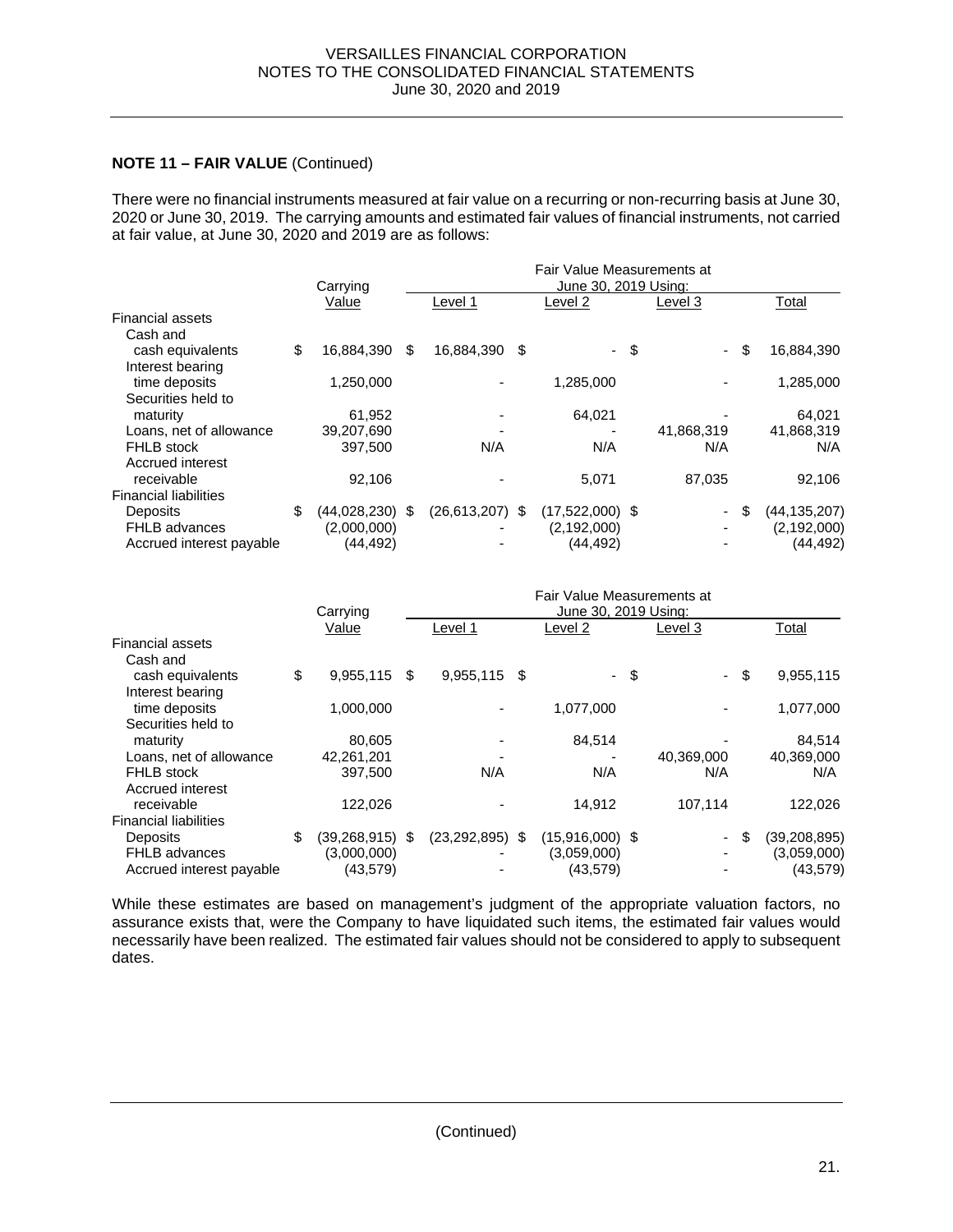**NOTE 11 – FAIR VALUE** (Continued)

There were no financial instruments measured at fair value on a recurring or non-recurring basis at June 30, 2020 or June 30, 2019. The carrying amounts and estimated fair values of financial instruments, not carried at fair value, at June 30, 2020 and 2019 are as follows:

| | Carrying | Fair Value Measurements at June 30, 2019 Using: | | | |
|---|---|---|---|---|---|
| | Value | Level 1 | Level 2 | Level 3 | Total |
| Financial assets | | | | | |
| Cash and cash equivalents | $ 16,884,390 | $ 16,884,390 | $ - | $ - | $ 16,884,390 |
| Interest bearing time deposits | 1,250,000 | - | 1,285,000 | - | 1,285,000 |
| Securities held to maturity | 61,952 | - | 64,021 | - | 64,021 |
| Loans, net of allowance | 39,207,690 | - | - | 41,868,319 | 41,868,319 |
| FHLB stock | 397,500 | N/A | N/A | N/A | N/A |
| Accrued interest receivable | 92,106 | - | 5,071 | 87,035 | 92,106 |
| Financial liabilities | | | | | |
| Deposits | $ (44,028,230) | $ (26,613,207) | $ (17,522,000) | $ - | $ (44,135,207) |
| FHLB advances | (2,000,000) | - | (2,192,000) | - | (2,192,000) |
| Accrued interest payable | (44,492) | - | (44,492) | - | (44,492) |

| | Carrying | Fair Value Measurements at June 30, 2019 Using: | | | |
|---|---|---|---|---|---|
| | Value | Level 1 | Level 2 | Level 3 | Total |
| Financial assets | | | | | |
| Cash and cash equivalents | $ 9,955,115 | $ 9,955,115 | $ - | $ - | $ 9,955,115 |
| Interest bearing time deposits | 1,000,000 | - | 1,077,000 | - | 1,077,000 |
| Securities held to maturity | 80,605 | - | 84,514 | - | 84,514 |
| Loans, net of allowance | 42,261,201 | - | - | 40,369,000 | 40,369,000 |
| FHLB stock | 397,500 | N/A | N/A | N/A | N/A |
| Accrued interest receivable | 122,026 | - | 14,912 | 107,114 | 122,026 |
| Financial liabilities | | | | | |
| Deposits | $ (39,268,915) | $ (23,292,895) | $ (15,916,000) | $ - | $ (39,208,895) |
| FHLB advances | (3,000,000) | - | (3,059,000) | - | (3,059,000) |
| Accrued interest payable | (43,579) | - | (43,579) | - | (43,579) |

While these estimates are based on management's judgment of the appropriate valuation factors, no assurance exists that, were the Company to have liquidated such items, the estimated fair values would necessarily have been realized. The estimated fair values should not be considered to apply to subsequent dates.

(Continued)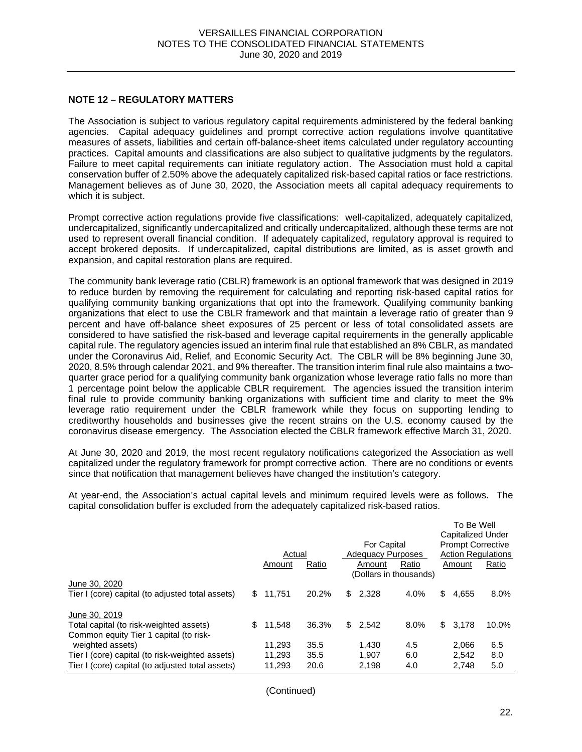## NOTE 12 – REGULATORY MATTERS

The Association is subject to various regulatory capital requirements administered by the federal banking agencies. Capital adequacy guidelines and prompt corrective action regulations involve quantitative measures of assets, liabilities and certain off-balance-sheet items calculated under regulatory accounting practices. Capital amounts and classifications are also subject to qualitative judgments by the regulators. Failure to meet capital requirements can initiate regulatory action. The Association must hold a capital conservation buffer of 2.50% above the adequately capitalized risk-based capital ratios or face restrictions. Management believes as of June 30, 2020, the Association meets all capital adequacy requirements to which it is subject.

Prompt corrective action regulations provide five classifications: well-capitalized, adequately capitalized, undercapitalized, significantly undercapitalized and critically undercapitalized, although these terms are not used to represent overall financial condition. If adequately capitalized, regulatory approval is required to accept brokered deposits. If undercapitalized, capital distributions are limited, as is asset growth and expansion, and capital restoration plans are required.

The community bank leverage ratio (CBLR) framework is an optional framework that was designed in 2019 to reduce burden by removing the requirement for calculating and reporting risk-based capital ratios for qualifying community banking organizations that opt into the framework. Qualifying community banking organizations that elect to use the CBLR framework and that maintain a leverage ratio of greater than 9 percent and have off-balance sheet exposures of 25 percent or less of total consolidated assets are considered to have satisfied the risk-based and leverage capital requirements in the generally applicable capital rule. The regulatory agencies issued an interim final rule that established an 8% CBLR, as mandated under the Coronavirus Aid, Relief, and Economic Security Act. The CBLR will be 8% beginning June 30, 2020, 8.5% through calendar 2021, and 9% thereafter. The transition interim final rule also maintains a two-quarter grace period for a qualifying community bank organization whose leverage ratio falls no more than 1 percentage point below the applicable CBLR requirement. The agencies issued the transition interim final rule to provide community banking organizations with sufficient time and clarity to meet the 9% leverage ratio requirement under the CBLR framework while they focus on supporting lending to creditworthy households and businesses give the recent strains on the U.S. economy caused by the coronavirus disease emergency. The Association elected the CBLR framework effective March 31, 2020.

At June 30, 2020 and 2019, the most recent regulatory notifications categorized the Association as well capitalized under the regulatory framework for prompt corrective action. There are no conditions or events since that notification that management believes have changed the institution's category.

At year-end, the Association's actual capital levels and minimum required levels were as follows. The capital consolidation buffer is excluded from the adequately capitalized risk-based ratios.

| | Actual | | For Capital Adequacy Purposes | | To Be Well Capitalized Under Prompt Corrective Action Regulations | |
|---|---|---|---|---|---|---|
| | Amount | Ratio | Amount | Ratio | Amount | Ratio |
| | | | (Dollars in thousands) | | | |
| June 30, 2020 | | | | | | |
| Tier I (core) capital (to adjusted total assets) | $ 11,751 | 20.2% | $ 2,328 | 4.0% | $ 4,655 | 8.0% |
| June 30, 2019 | | | | | | |
| Total capital (to risk-weighted assets) | $ 11,548 | 36.3% | $ 2,542 | 8.0% | $ 3,178 | 10.0% |
| Common equity Tier 1 capital (to risk-weighted assets) | 11,293 | 35.5 | 1,430 | 4.5 | 2,066 | 6.5 |
| Tier I (core) capital (to risk-weighted assets) | 11,293 | 35.5 | 1,907 | 6.0 | 2,542 | 8.0 |
| Tier I (core) capital (to adjusted total assets) | 11,293 | 20.6 | 2,198 | 4.0 | 2,748 | 5.0 |

(Continued)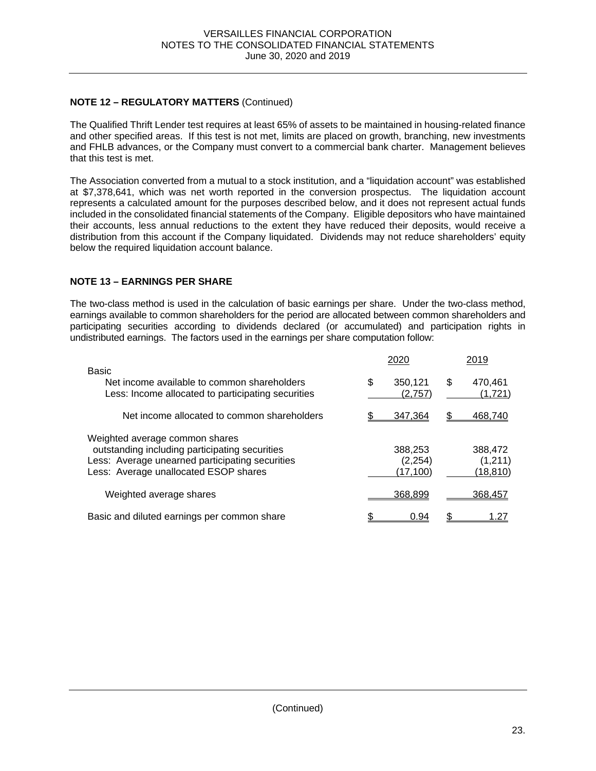**NOTE 12 – REGULATORY MATTERS** (Continued)

The Qualified Thrift Lender test requires at least 65% of assets to be maintained in housing-related finance and other specified areas. If this test is not met, limits are placed on growth, branching, new investments and FHLB advances, or the Company must convert to a commercial bank charter. Management believes that this test is met.

The Association converted from a mutual to a stock institution, and a "liquidation account" was established at $7,378,641, which was net worth reported in the conversion prospectus. The liquidation account represents a calculated amount for the purposes described below, and it does not represent actual funds included in the consolidated financial statements of the Company. Eligible depositors who have maintained their accounts, less annual reductions to the extent they have reduced their deposits, would receive a distribution from this account if the Company liquidated. Dividends may not reduce shareholders' equity below the required liquidation account balance.

**NOTE 13 – EARNINGS PER SHARE**

The two-class method is used in the calculation of basic earnings per share. Under the two-class method, earnings available to common shareholders for the period are allocated between common shareholders and participating securities according to dividends declared (or accumulated) and participation rights in undistributed earnings. The factors used in the earnings per share computation follow:

| | 2020 | 2019 |
|---|---|---|
| Basic | | |
| Net income available to common shareholders | $ 350,121 | $ 470,461 |
| Less: Income allocated to participating securities | (2,757) | (1,721) |
| Net income allocated to common shareholders | $ 347,364 | $ 468,740 |
| Weighted average common shares outstanding including participating securities | 388,253 | 388,472 |
| Less: Average unearned participating securities | (2,254) | (1,211) |
| Less: Average unallocated ESOP shares | (17,100) | (18,810) |
| Weighted average shares | 368,899 | 368,457 |
| Basic and diluted earnings per common share | $ 0.94 | $ 1.27 |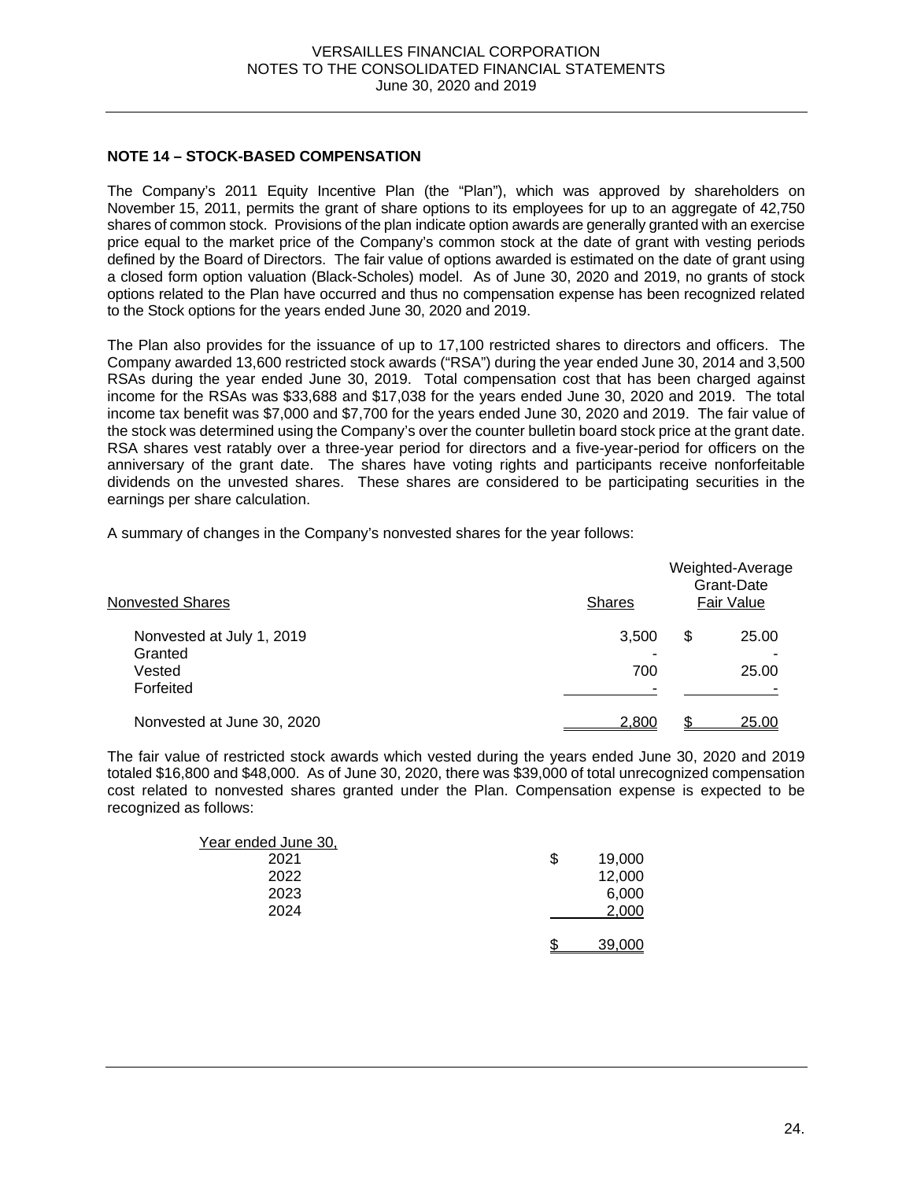## NOTE 14 – STOCK-BASED COMPENSATION

The Company's 2011 Equity Incentive Plan (the "Plan"), which was approved by shareholders on November 15, 2011, permits the grant of share options to its employees for up to an aggregate of 42,750 shares of common stock. Provisions of the plan indicate option awards are generally granted with an exercise price equal to the market price of the Company's common stock at the date of grant with vesting periods defined by the Board of Directors. The fair value of options awarded is estimated on the date of grant using a closed form option valuation (Black-Scholes) model. As of June 30, 2020 and 2019, no grants of stock options related to the Plan have occurred and thus no compensation expense has been recognized related to the Stock options for the years ended June 30, 2020 and 2019.

The Plan also provides for the issuance of up to 17,100 restricted shares to directors and officers. The Company awarded 13,600 restricted stock awards ("RSA") during the year ended June 30, 2014 and 3,500 RSAs during the year ended June 30, 2019. Total compensation cost that has been charged against income for the RSAs was $33,688 and $17,038 for the years ended June 30, 2020 and 2019. The total income tax benefit was $7,000 and $7,700 for the years ended June 30, 2020 and 2019. The fair value of the stock was determined using the Company's over the counter bulletin board stock price at the grant date. RSA shares vest ratably over a three-year period for directors and a five-year-period for officers on the anniversary of the grant date. The shares have voting rights and participants receive nonforfeitable dividends on the unvested shares. These shares are considered to be participating securities in the earnings per share calculation.

A summary of changes in the Company's nonvested shares for the year follows:

| Nonvested Shares | Shares | Weighted-Average Grant-Date Fair Value |
|---|---|---|
| Nonvested at July 1, 2019 | 3,500 | $ 25.00 |
| Granted | - | - |
| Vested | 700 | 25.00 |
| Forfeited | - | - |
| Nonvested at June 30, 2020 | 2,800 | $ 25.00 |

The fair value of restricted stock awards which vested during the years ended June 30, 2020 and 2019 totaled $16,800 and $48,000. As of June 30, 2020, there was $39,000 of total unrecognized compensation cost related to nonvested shares granted under the Plan. Compensation expense is expected to be recognized as follows:

| Year ended June 30, | |
|---|---|
| 2021 | $ 19,000 |
| 2022 | 12,000 |
| 2023 | 6,000 |
| 2024 | 2,000 |
| | $ 39,000 |